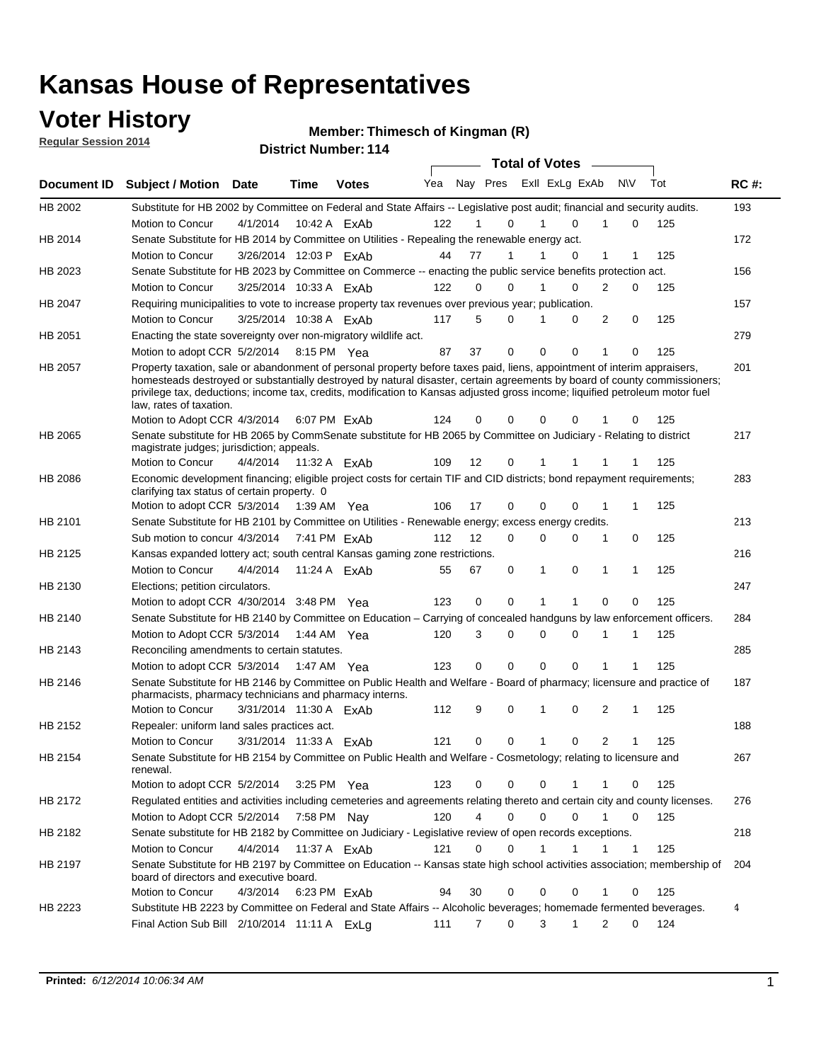# Kansas House of Representatives

## Voter History

**Regular Session 2014**

**Member: Thimesch of Kingman (R)**

**District Number: 114**

| Document ID | Subject / Motion | Date | Time | Votes | Yea | Nay | Pres | ExII | ExLg | ExAb | N\V | Tot | RC #: |
|---|---|---|---|---|---|---|---|---|---|---|---|---|---|
| HB 2002 | Substitute for HB 2002 by Committee on Federal and State Affairs -- Legislative post audit; financial and security audits. | | | | | | | | | | | | 193 |
| | Motion to Concur | 4/1/2014 | 10:42 A | ExAb | 122 | 1 | 0 | 1 | 0 | 1 | 0 | 125 | |
| HB 2014 | Senate Substitute for HB 2014 by Committee on Utilities - Repealing the renewable energy act. | | | | | | | | | | | | 172 |
| | Motion to Concur | 3/26/2014 | 12:03 P | ExAb | 44 | 77 | 1 | 1 | 0 | 1 | 1 | 125 | |
| HB 2023 | Senate Substitute for HB 2023 by Committee on Commerce -- enacting the public service benefits protection act. | | | | | | | | | | | | 156 |
| | Motion to Concur | 3/25/2014 | 10:33 A | ExAb | 122 | 0 | 0 | 1 | 0 | 2 | 0 | 125 | |
| HB 2047 | Requiring municipalities to vote to increase property tax revenues over previous year; publication. | | | | | | | | | | | | 157 |
| | Motion to Concur | 3/25/2014 | 10:38 A | ExAb | 117 | 5 | 0 | 1 | 0 | 2 | 0 | 125 | |
| HB 2051 | Enacting the state sovereignty over non-migratory wildlife act. | | | | | | | | | | | | 279 |
| | Motion to adopt CCR | 5/2/2014 | 8:15 PM | Yea | 87 | 37 | 0 | 0 | 0 | 1 | 0 | 125 | |
| HB 2057 | Property taxation, sale or abandonment of personal property before taxes paid, liens, appointment of interim appraisers, homesteads destroyed or substantially destroyed by natural disaster, certain agreements by board of county commissioners; privilege tax, deductions; income tax, credits, modification to Kansas adjusted gross income; liquified petroleum motor fuel law, rates of taxation. | | | | | | | | | | | | 201 |
| | Motion to Adopt CCR | 4/3/2014 | 6:07 PM | ExAb | 124 | 0 | 0 | 0 | 0 | 1 | 0 | 125 | |
| HB 2065 | Senate substitute for HB 2065 by CommSenate substitute for HB 2065 by Committee on Judiciary - Relating to district magistrate judges; jurisdiction; appeals. | | | | | | | | | | | | 217 |
| | Motion to Concur | 4/4/2014 | 11:32 A | ExAb | 109 | 12 | 0 | 1 | 1 | 1 | 1 | 125 | |
| HB 2086 | Economic development financing; eligible project costs for certain TIF and CID districts; bond repayment requirements; clarifying tax status of certain property. 0 | | | | | | | | | | | | 283 |
| | Motion to adopt CCR | 5/3/2014 | 1:39 AM | Yea | 106 | 17 | 0 | 0 | 0 | 1 | 1 | 125 | |
| HB 2101 | Senate Substitute for HB 2101 by Committee on Utilities - Renewable energy; excess energy credits. | | | | | | | | | | | | 213 |
| | Sub motion to concur | 4/3/2014 | 7:41 PM | ExAb | 112 | 12 | 0 | 0 | 0 | 1 | 0 | 125 | |
| HB 2125 | Kansas expanded lottery act; south central Kansas gaming zone restrictions. | | | | | | | | | | | | 216 |
| | Motion to Concur | 4/4/2014 | 11:24 A | ExAb | 55 | 67 | 0 | 1 | 0 | 1 | 1 | 125 | |
| HB 2130 | Elections; petition circulators. | | | | | | | | | | | | 247 |
| | Motion to adopt CCR | 4/30/2014 | 3:48 PM | Yea | 123 | 0 | 0 | 1 | 1 | 0 | 0 | 125 | |
| HB 2140 | Senate Substitute for HB 2140 by Committee on Education – Carrying of concealed handguns by law enforcement officers. | | | | | | | | | | | | 284 |
| | Motion to Adopt CCR | 5/3/2014 | 1:44 AM | Yea | 120 | 3 | 0 | 0 | 0 | 1 | 1 | 125 | |
| HB 2143 | Reconciling amendments to certain statutes. | | | | | | | | | | | | 285 |
| | Motion to adopt CCR | 5/3/2014 | 1:47 AM | Yea | 123 | 0 | 0 | 0 | 0 | 1 | 1 | 125 | |
| HB 2146 | Senate Substitute for HB 2146 by Committee on Public Health and Welfare - Board of pharmacy; licensure and practice of pharmacists, pharmacy technicians and pharmacy interns. | | | | | | | | | | | | 187 |
| | Motion to Concur | 3/31/2014 | 11:30 A | ExAb | 112 | 9 | 0 | 1 | 0 | 2 | 1 | 125 | |
| HB 2152 | Repealer: uniform land sales practices act. | | | | | | | | | | | | 188 |
| | Motion to Concur | 3/31/2014 | 11:33 A | ExAb | 121 | 0 | 0 | 1 | 0 | 2 | 1 | 125 | |
| HB 2154 | Senate Substitute for HB 2154 by Committee on Public Health and Welfare - Cosmetology; relating to licensure and renewal. | | | | | | | | | | | | 267 |
| | Motion to adopt CCR | 5/2/2014 | 3:25 PM | Yea | 123 | 0 | 0 | 0 | 1 | 1 | 0 | 125 | |
| HB 2172 | Regulated entities and activities including cemeteries and agreements relating thereto and certain city and county licenses. | | | | | | | | | | | | 276 |
| | Motion to Adopt CCR | 5/2/2014 | 7:58 PM | Nay | 120 | 4 | 0 | 0 | 0 | 1 | 0 | 125 | |
| HB 2182 | Senate substitute for HB 2182 by Committee on Judiciary - Legislative review of open records exceptions. | | | | | | | | | | | | 218 |
| | Motion to Concur | 4/4/2014 | 11:37 A | ExAb | 121 | 0 | 0 | 1 | 1 | 1 | 1 | 125 | |
| HB 2197 | Senate Substitute for HB 2197 by Committee on Education -- Kansas state high school activities association; membership of board of directors and executive board. | | | | | | | | | | | | 204 |
| | Motion to Concur | 4/3/2014 | 6:23 PM | ExAb | 94 | 30 | 0 | 0 | 0 | 1 | 0 | 125 | |
| HB 2223 | Substitute HB 2223 by Committee on Federal and State Affairs -- Alcoholic beverages; homemade fermented beverages. | | | | | | | | | | | | 4 |
| | Final Action Sub Bill | 2/10/2014 | 11:11 A | ExLg | 111 | 7 | 0 | 3 | 1 | 2 | 0 | 124 | |

**Printed:** *6/12/2014 10:06:34 AM*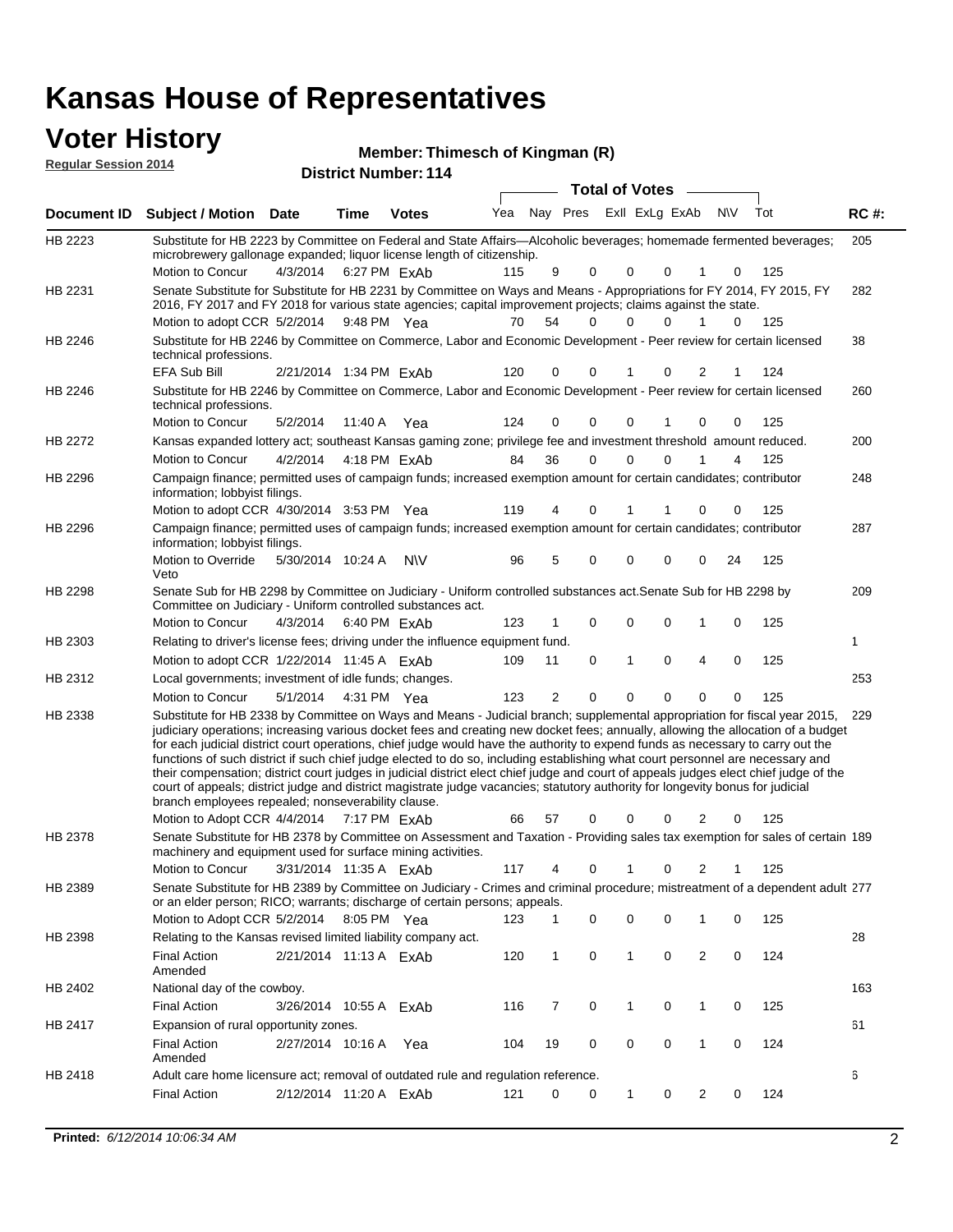# Kansas House of Representatives

## Voter History

**Regular Session 2014**

**Member: Thimesch of Kingman (R)**

**District Number: 114**

| Document ID | Subject / Motion | Date | Time | Votes | Yea | Nay | Pres | ExII | ExLg | ExAb | N\V | Tot | RC #: |
|---|---|---|---|---|---|---|---|---|---|---|---|---|---|
| HB 2223 | Substitute for HB 2223 by Committee on Federal and State Affairs—Alcoholic beverages; homemade fermented beverages; microbrewery gallonage expanded; liquor license length of citizenship. | | | | | | | | | | | | 205 |
| | Motion to Concur | 4/3/2014 | 6:27 PM | ExAb | 115 | 9 | 0 | 0 | 0 | 1 | 0 | 125 | |
| HB 2231 | Senate Substitute for Substitute for HB 2231 by Committee on Ways and Means - Appropriations for FY 2014, FY 2015, FY 2016, FY 2017 and FY 2018 for various state agencies; capital improvement projects; claims against the state. | | | | | | | | | | | | 282 |
| | Motion to adopt CCR | 5/2/2014 | 9:48 PM | Yea | 70 | 54 | 0 | 0 | 0 | 1 | 0 | 125 | |
| HB 2246 | Substitute for HB 2246 by Committee on Commerce, Labor and Economic Development - Peer review for certain licensed technical professions. | | | | | | | | | | | | 38 |
| | EFA Sub Bill | 2/21/2014 | 1:34 PM | ExAb | 120 | 0 | 0 | 1 | 0 | 2 | 1 | 124 | |
| HB 2246 | Substitute for HB 2246 by Committee on Commerce, Labor and Economic Development - Peer review for certain licensed technical professions. | | | | | | | | | | | | 260 |
| | Motion to Concur | 5/2/2014 | 11:40 A | Yea | 124 | 0 | 0 | 0 | 1 | 0 | 0 | 125 | |
| HB 2272 | Kansas expanded lottery act; southeast Kansas gaming zone; privilege fee and investment threshold amount reduced. | | | | | | | | | | | | 200 |
| | Motion to Concur | 4/2/2014 | 4:18 PM | ExAb | 84 | 36 | 0 | 0 | 0 | 1 | 4 | 125 | |
| HB 2296 | Campaign finance; permitted uses of campaign funds; increased exemption amount for certain candidates; contributor information; lobbyist filings. | | | | | | | | | | | | 248 |
| | Motion to adopt CCR | 4/30/2014 | 3:53 PM | Yea | 119 | 4 | 0 | 1 | 1 | 0 | 0 | 125 | |
| HB 2296 | Campaign finance; permitted uses of campaign funds; increased exemption amount for certain candidates; contributor information; lobbyist filings. | | | | | | | | | | | | 287 |
| | Motion to Override Veto | 5/30/2014 | 10:24 A | N\V | 96 | 5 | 0 | 0 | 0 | 0 | 24 | 125 | |
| HB 2298 | Senate Sub for HB 2298 by Committee on Judiciary - Uniform controlled substances act.Senate Sub for HB 2298 by Committee on Judiciary - Uniform controlled substances act. | | | | | | | | | | | | 209 |
| | Motion to Concur | 4/3/2014 | 6:40 PM | ExAb | 123 | 1 | 0 | 0 | 0 | 1 | 0 | 125 | |
| HB 2303 | Relating to driver's license fees; driving under the influence equipment fund. | | | | | | | | | | | | 1 |
| | Motion to adopt CCR | 1/22/2014 | 11:45 A | ExAb | 109 | 11 | 0 | 1 | 0 | 4 | 0 | 125 | |
| HB 2312 | Local governments; investment of idle funds; changes. | | | | | | | | | | | | 253 |
| | Motion to Concur | 5/1/2014 | 4:31 PM | Yea | 123 | 2 | 0 | 0 | 0 | 0 | 0 | 125 | |
| HB 2338 | Substitute for HB 2338 by Committee on Ways and Means - Judicial branch; supplemental appropriation for fiscal year 2015, judiciary operations; increasing various docket fees and creating new docket fees; annually, allowing the allocation of a budget for each judicial district court operations, chief judge would have the authority to expend funds as necessary to carry out the functions of such district if such chief judge elected to do so, including establishing what court personnel are necessary and their compensation; district court judges in judicial district elect chief judge and court of appeals judges elect chief judge of the court of appeals; district judge and district magistrate judge vacancies; statutory authority for longevity bonus for judicial branch employees repealed; nonseverability clause. | | | | | | | | | | | | 229 |
| | Motion to Adopt CCR | 4/4/2014 | 7:17 PM | ExAb | 66 | 57 | 0 | 0 | 0 | 2 | 0 | 125 | |
| HB 2378 | Senate Substitute for HB 2378 by Committee on Assessment and Taxation - Providing sales tax exemption for sales of certain machinery and equipment used for surface mining activities. | | | | | | | | | | | | 189 |
| | Motion to Concur | 3/31/2014 | 11:35 A | ExAb | 117 | 4 | 0 | 1 | 0 | 2 | 1 | 125 | |
| HB 2389 | Senate Substitute for HB 2389 by Committee on Judiciary - Crimes and criminal procedure; mistreatment of a dependent adult or an elder person; RICO; warrants; discharge of certain persons; appeals. | | | | | | | | | | | | 277 |
| | Motion to Adopt CCR | 5/2/2014 | 8:05 PM | Yea | 123 | 1 | 0 | 0 | 0 | 1 | 0 | 125 | |
| HB 2398 | Relating to the Kansas revised limited liability company act. | | | | | | | | | | | | 28 |
| | Final Action Amended | 2/21/2014 | 11:13 A | ExAb | 120 | 1 | 0 | 1 | 0 | 2 | 0 | 124 | |
| HB 2402 | National day of the cowboy. | | | | | | | | | | | | 163 |
| | Final Action | 3/26/2014 | 10:55 A | ExAb | 116 | 7 | 0 | 1 | 0 | 1 | 0 | 125 | |
| HB 2417 | Expansion of rural opportunity zones. | | | | | | | | | | | | 61 |
| | Final Action Amended | 2/27/2014 | 10:16 A | Yea | 104 | 19 | 0 | 0 | 0 | 1 | 0 | 124 | |
| HB 2418 | Adult care home licensure act; removal of outdated rule and regulation reference. | | | | | | | | | | | | 6 |
| | Final Action | 2/12/2014 | 11:20 A | ExAb | 121 | 0 | 0 | 1 | 0 | 2 | 0 | 124 | |

**Printed:** *6/12/2014 10:06:34 AM*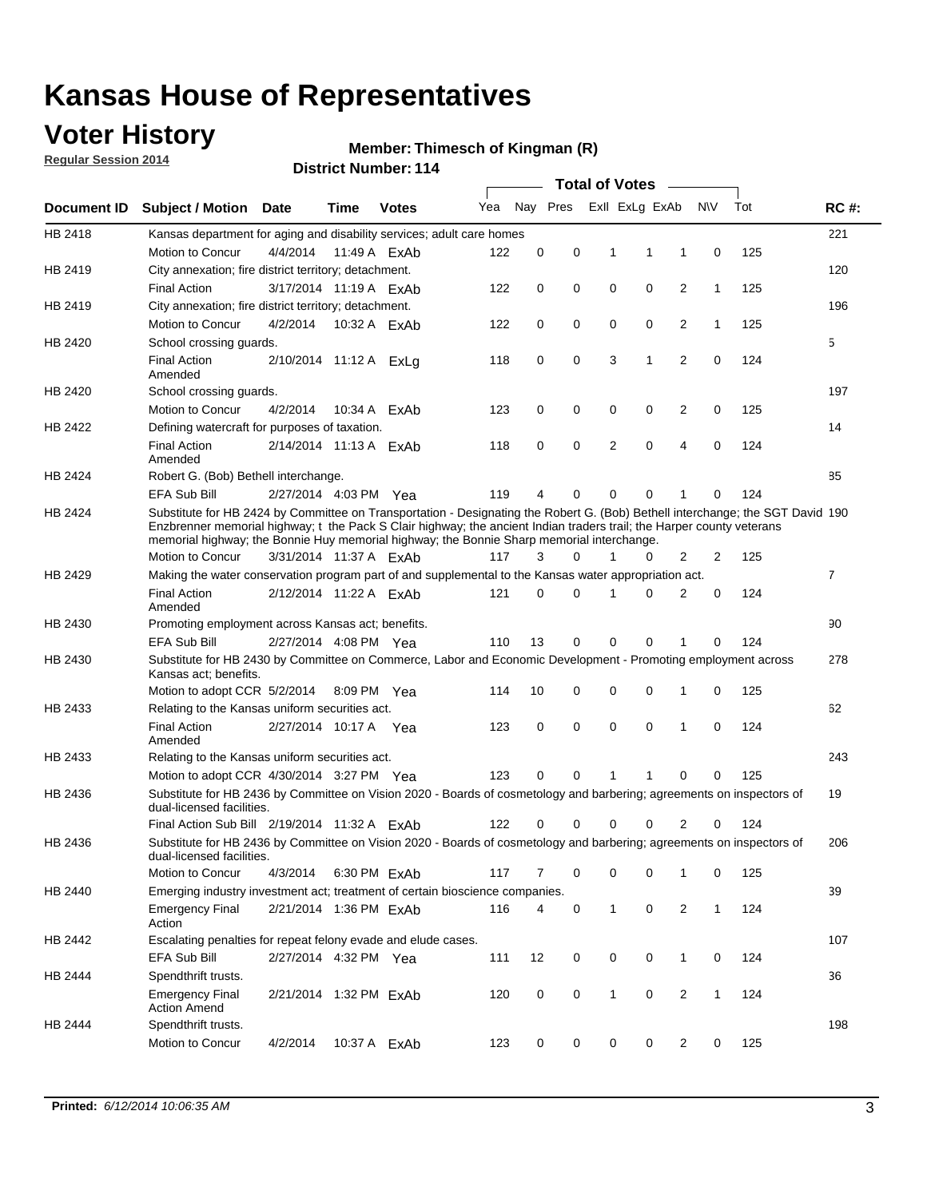# Kansas House of Representatives

## Voter History

**Regular Session 2014**

**Member: Thimesch of Kingman (R)**

**District Number: 114**

| Document ID | Subject / Motion | Date | Time | Votes | Yea | Nay | Pres | ExlI | ExLg | ExAb | N\V | Tot | RC #: |
|---|---|---|---|---|---|---|---|---|---|---|---|---|---|
| HB 2418 | Kansas department for aging and disability services; adult care homes | | | | | | | | | | | | 221 |
| | Motion to Concur | 4/4/2014 | 11:49 A | ExAb | 122 | 0 | 0 | 1 | 1 | 1 | 0 | 125 | |
| HB 2419 | City annexation; fire district territory; detachment. | | | | | | | | | | | | 120 |
| | Final Action | 3/17/2014 | 11:19 A | ExAb | 122 | 0 | 0 | 0 | 0 | 2 | 1 | 125 | |
| HB 2419 | City annexation; fire district territory; detachment. | | | | | | | | | | | | 196 |
| | Motion to Concur | 4/2/2014 | 10:32 A | ExAb | 122 | 0 | 0 | 0 | 0 | 2 | 1 | 125 | |
| HB 2420 | School crossing guards. | | | | | | | | | | | | 5 |
| | Final Action Amended | 2/10/2014 | 11:12 A | ExLg | 118 | 0 | 0 | 3 | 1 | 2 | 0 | 124 | |
| HB 2420 | School crossing guards. | | | | | | | | | | | | 197 |
| | Motion to Concur | 4/2/2014 | 10:34 A | ExAb | 123 | 0 | 0 | 0 | 0 | 2 | 0 | 125 | |
| HB 2422 | Defining watercraft for purposes of taxation. | | | | | | | | | | | | 14 |
| | Final Action Amended | 2/14/2014 | 11:13 A | ExAb | 118 | 0 | 0 | 2 | 0 | 4 | 0 | 124 | |
| HB 2424 | Robert G. (Bob) Bethell interchange. | | | | | | | | | | | | 85 |
| | EFA Sub Bill | 2/27/2014 | 4:03 PM | Yea | 119 | 4 | 0 | 0 | 0 | 1 | 0 | 124 | |
| HB 2424 | Substitute for HB 2424 by Committee on Transportation - Designating the Robert G. (Bob) Bethell interchange; the SGT David Enzbrenner memorial highway; t the Pack S Clair highway; the ancient Indian traders trail; the Harper county veterans memorial highway; the Bonnie Huy memorial highway; the Bonnie Sharp memorial interchange. | | | | | | | | | | | | 190 |
| | Motion to Concur | 3/31/2014 | 11:37 A | ExAb | 117 | 3 | 0 | 1 | 0 | 2 | 2 | 125 | |
| HB 2429 | Making the water conservation program part of and supplemental to the Kansas water appropriation act. | | | | | | | | | | | | 7 |
| | Final Action Amended | 2/12/2014 | 11:22 A | ExAb | 121 | 0 | 0 | 1 | 0 | 2 | 0 | 124 | |
| HB 2430 | Promoting employment across Kansas act; benefits. | | | | | | | | | | | | 90 |
| | EFA Sub Bill | 2/27/2014 | 4:08 PM | Yea | 110 | 13 | 0 | 0 | 0 | 1 | 0 | 124 | |
| HB 2430 | Substitute for HB 2430 by Committee on Commerce, Labor and Economic Development - Promoting employment across Kansas act; benefits. | | | | | | | | | | | | 278 |
| | Motion to adopt CCR | 5/2/2014 | 8:09 PM | Yea | 114 | 10 | 0 | 0 | 0 | 1 | 0 | 125 | |
| HB 2433 | Relating to the Kansas uniform securities act. | | | | | | | | | | | | 62 |
| | Final Action Amended | 2/27/2014 | 10:17 A | Yea | 123 | 0 | 0 | 0 | 0 | 1 | 0 | 124 | |
| HB 2433 | Relating to the Kansas uniform securities act. | | | | | | | | | | | | 243 |
| | Motion to adopt CCR | 4/30/2014 | 3:27 PM | Yea | 123 | 0 | 0 | 1 | 1 | 0 | 0 | 125 | |
| HB 2436 | Substitute for HB 2436 by Committee on Vision 2020 - Boards of cosmetology and barbering; agreements on inspectors of dual-licensed facilities. | | | | | | | | | | | | 19 |
| | Final Action Sub Bill | 2/19/2014 | 11:32 A | ExAb | 122 | 0 | 0 | 0 | 0 | 2 | 0 | 124 | |
| HB 2436 | Substitute for HB 2436 by Committee on Vision 2020 - Boards of cosmetology and barbering; agreements on inspectors of dual-licensed facilities. | | | | | | | | | | | | 206 |
| | Motion to Concur | 4/3/2014 | 6:30 PM | ExAb | 117 | 7 | 0 | 0 | 0 | 1 | 0 | 125 | |
| HB 2440 | Emerging industry investment act; treatment of certain bioscience companies. | | | | | | | | | | | | 39 |
| | Emergency Final Action | 2/21/2014 | 1:36 PM | ExAb | 116 | 4 | 0 | 1 | 0 | 2 | 1 | 124 | |
| HB 2442 | Escalating penalties for repeat felony evade and elude cases. | | | | | | | | | | | | 107 |
| | EFA Sub Bill | 2/27/2014 | 4:32 PM | Yea | 111 | 12 | 0 | 0 | 0 | 1 | 0 | 124 | |
| HB 2444 | Spendthrift trusts. | | | | | | | | | | | | 36 |
| | Emergency Final Action Amend | 2/21/2014 | 1:32 PM | ExAb | 120 | 0 | 0 | 1 | 0 | 2 | 1 | 124 | |
| HB 2444 | Spendthrift trusts. | | | | | | | | | | | | 198 |
| | Motion to Concur | 4/2/2014 | 10:37 A | ExAb | 123 | 0 | 0 | 0 | 0 | 2 | 0 | 125 | |

**Printed:** *6/12/2014 10:06:35 AM*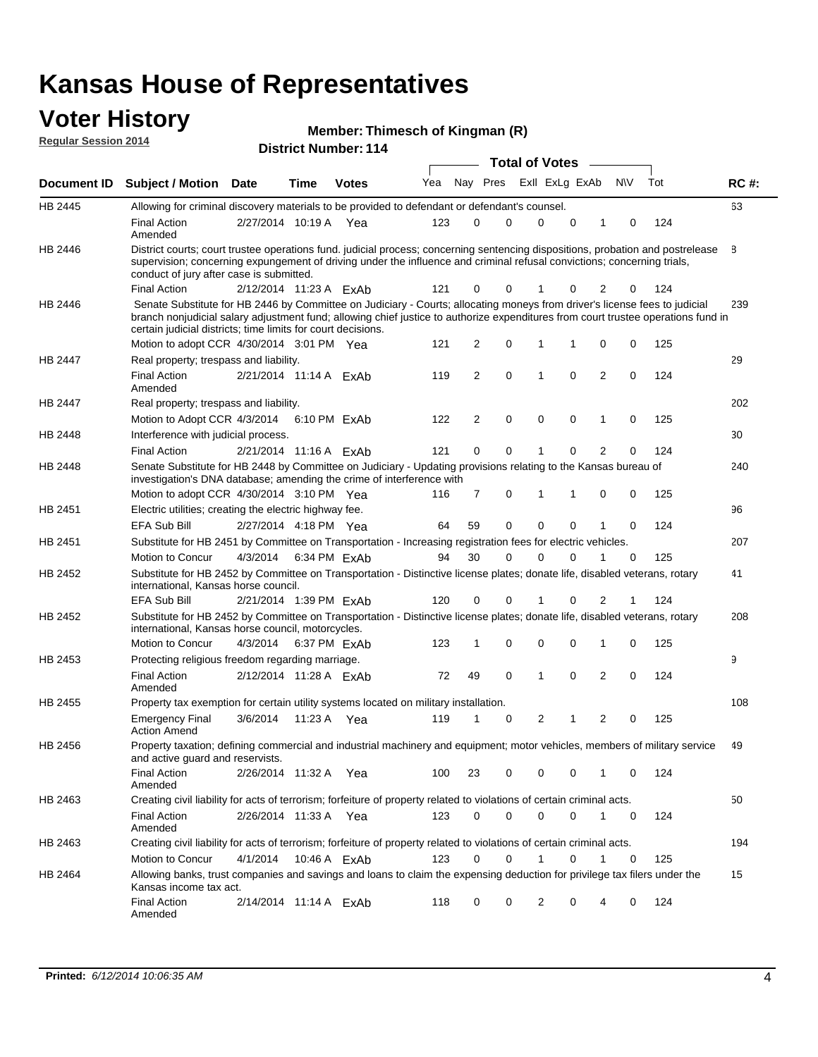# Kansas House of Representatives

## Voter History

**Regular Session 2014**

**Member: Thimesch of Kingman (R)**

**District Number: 114**

| Document ID | Subject / Motion | Date | Time | Votes | Yea | Nay | Pres | ExII | ExLg | ExAb | N\V | Tot | RC #: |
|---|---|---|---|---|---|---|---|---|---|---|---|---|---|
| HB 2445 | Allowing for criminal discovery materials to be provided to defendant or defendant's counsel. | | | | | | | | | | | | 63 |
| | Final Action Amended | 2/27/2014 | 10:19 A | Yea | 123 | 0 | 0 | 0 | 0 | 1 | 0 | 124 | |
| HB 2446 | District courts; court trustee operations fund. judicial process; concerning sentencing dispositions, probation and postrelease supervision; concerning expungement of driving under the influence and criminal refusal convictions; concerning trials, conduct of jury after case is submitted. | | | | | | | | | | | | 8 |
| | Final Action | 2/12/2014 | 11:23 A | ExAb | 121 | 0 | 0 | 1 | 0 | 2 | 0 | 124 | |
| HB 2446 | Senate Substitute for HB 2446 by Committee on Judiciary - Courts; allocating moneys from driver's license fees to judicial branch nonjudicial salary adjustment fund; allowing chief justice to authorize expenditures from court trustee operations fund in certain judicial districts; time limits for court decisions. | | | | | | | | | | | | 239 |
| | Motion to adopt CCR | 4/30/2014 | 3:01 PM | Yea | 121 | 2 | 0 | 1 | 1 | 0 | 0 | 125 | |
| HB 2447 | Real property; trespass and liability. | | | | | | | | | | | | 29 |
| | Final Action Amended | 2/21/2014 | 11:14 A | ExAb | 119 | 2 | 0 | 1 | 0 | 2 | 0 | 124 | |
| HB 2447 | Real property; trespass and liability. | | | | | | | | | | | | 202 |
| | Motion to Adopt CCR | 4/3/2014 | 6:10 PM | ExAb | 122 | 2 | 0 | 0 | 0 | 1 | 0 | 125 | |
| HB 2448 | Interference with judicial process. | | | | | | | | | | | | 30 |
| | Final Action | 2/21/2014 | 11:16 A | ExAb | 121 | 0 | 0 | 1 | 0 | 2 | 0 | 124 | |
| HB 2448 | Senate Substitute for HB 2448 by Committee on Judiciary - Updating provisions relating to the Kansas bureau of investigation's DNA database; amending the crime of interference with | | | | | | | | | | | | 240 |
| | Motion to adopt CCR | 4/30/2014 | 3:10 PM | Yea | 116 | 7 | 0 | 1 | 1 | 0 | 0 | 125 | |
| HB 2451 | Electric utilities; creating the electric highway fee. | | | | | | | | | | | | 96 |
| | EFA Sub Bill | 2/27/2014 | 4:18 PM | Yea | 64 | 59 | 0 | 0 | 0 | 1 | 0 | 124 | |
| HB 2451 | Substitute for HB 2451 by Committee on Transportation - Increasing registration fees for electric vehicles. | | | | | | | | | | | | 207 |
| | Motion to Concur | 4/3/2014 | 6:34 PM | ExAb | 94 | 30 | 0 | 0 | 0 | 1 | 0 | 125 | |
| HB 2452 | Substitute for HB 2452 by Committee on Transportation - Distinctive license plates; donate life, disabled veterans, rotary international, Kansas horse council. | | | | | | | | | | | | 41 |
| | EFA Sub Bill | 2/21/2014 | 1:39 PM | ExAb | 120 | 0 | 0 | 1 | 0 | 2 | 1 | 124 | |
| HB 2452 | Substitute for HB 2452 by Committee on Transportation - Distinctive license plates; donate life, disabled veterans, rotary international, Kansas horse council, motorcycles. | | | | | | | | | | | | 208 |
| | Motion to Concur | 4/3/2014 | 6:37 PM | ExAb | 123 | 1 | 0 | 0 | 0 | 1 | 0 | 125 | |
| HB 2453 | Protecting religious freedom regarding marriage. | | | | | | | | | | | | 9 |
| | Final Action Amended | 2/12/2014 | 11:28 A | ExAb | 72 | 49 | 0 | 1 | 0 | 2 | 0 | 124 | |
| HB 2455 | Property tax exemption for certain utility systems located on military installation. | | | | | | | | | | | | 108 |
| | Emergency Final Action Amend | 3/6/2014 | 11:23 A | Yea | 119 | 1 | 0 | 2 | 1 | 2 | 0 | 125 | |
| HB 2456 | Property taxation; defining commercial and industrial machinery and equipment; motor vehicles, members of military service and active guard and reservists. | | | | | | | | | | | | 49 |
| | Final Action Amended | 2/26/2014 | 11:32 A | Yea | 100 | 23 | 0 | 0 | 0 | 1 | 0 | 124 | |
| HB 2463 | Creating civil liability for acts of terrorism; forfeiture of property related to violations of certain criminal acts. | | | | | | | | | | | | 50 |
| | Final Action Amended | 2/26/2014 | 11:33 A | Yea | 123 | 0 | 0 | 0 | 0 | 1 | 0 | 124 | |
| HB 2463 | Creating civil liability for acts of terrorism; forfeiture of property related to violations of certain criminal acts. | | | | | | | | | | | | 194 |
| | Motion to Concur | 4/1/2014 | 10:46 A | ExAb | 123 | 0 | 0 | 1 | 0 | 1 | 0 | 125 | |
| HB 2464 | Allowing banks, trust companies and savings and loans to claim the expensing deduction for privilege tax filers under the Kansas income tax act. | | | | | | | | | | | | 15 |
| | Final Action Amended | 2/14/2014 | 11:14 A | ExAb | 118 | 0 | 0 | 2 | 0 | 4 | 0 | 124 | |

**Printed:** *6/12/2014 10:06:35 AM*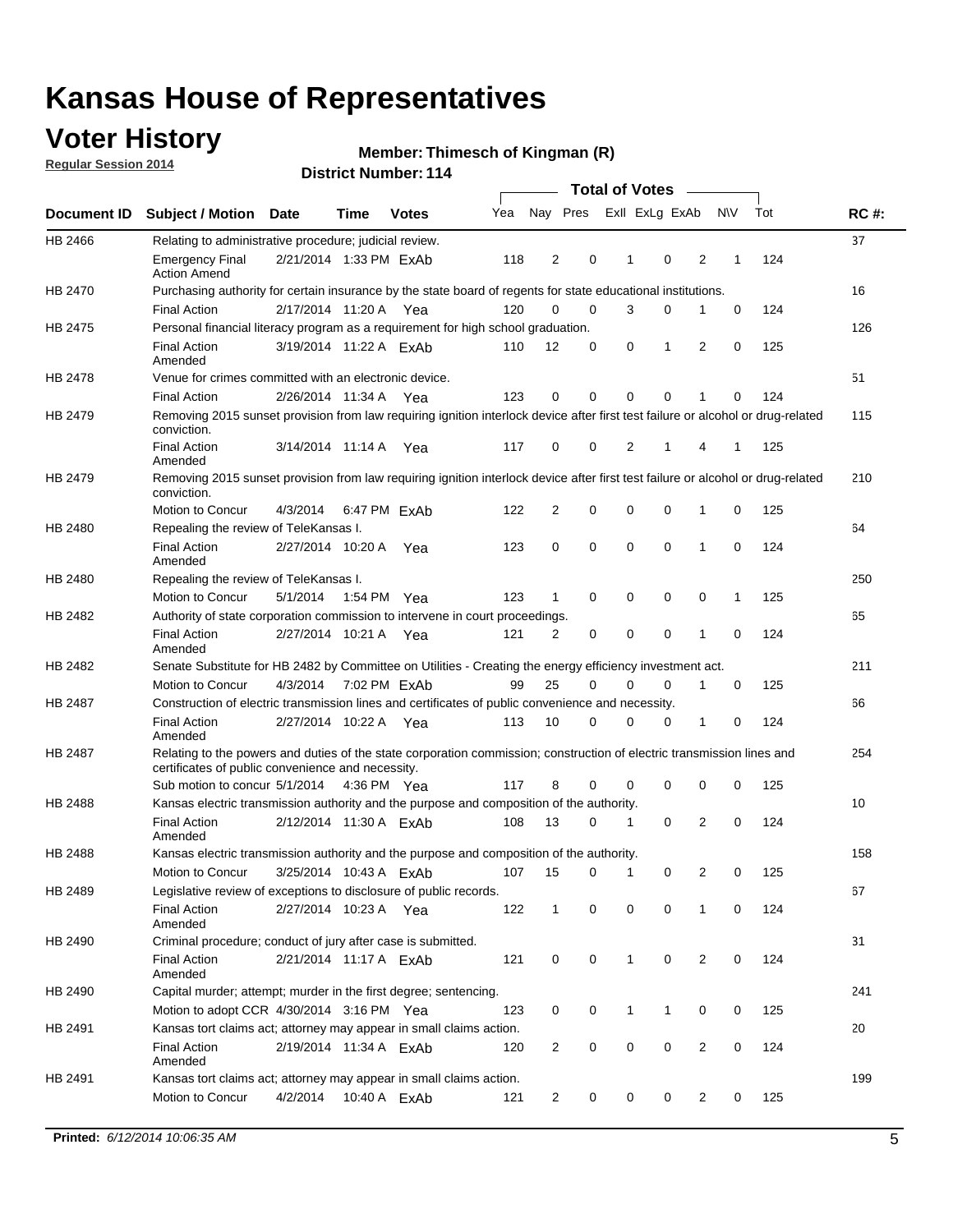# Kansas House of Representatives

## Voter History

**Regular Session 2014**

**Member: Thimesch of Kingman (R)**

**District Number: 114**

| Document ID | Subject / Motion | Date | Time | Votes | Yea | Nay | Pres | ExII | ExLg | ExAb | N\V | Tot | RC #: |
|---|---|---|---|---|---|---|---|---|---|---|---|---|---|
| HB 2466 | Relating to administrative procedure; judicial review. | | | | | | | | | | | | 37 |
| | Emergency Final Action Amend | 2/21/2014 | 1:33 PM | ExAb | 118 | 2 | 0 | 1 | 0 | 2 | 1 | 124 | |
| HB 2470 | Purchasing authority for certain insurance by the state board of regents for state educational institutions. | | | | | | | | | | | | 16 |
| | Final Action | 2/17/2014 | 11:20 A | Yea | 120 | 0 | 0 | 3 | 0 | 1 | 0 | 124 | |
| HB 2475 | Personal financial literacy program as a requirement for high school graduation. | | | | | | | | | | | | 126 |
| | Final Action Amended | 3/19/2014 | 11:22 A | ExAb | 110 | 12 | 0 | 0 | 1 | 2 | 0 | 125 | |
| HB 2478 | Venue for crimes committed with an electronic device. | | | | | | | | | | | | 51 |
| | Final Action | 2/26/2014 | 11:34 A | Yea | 123 | 0 | 0 | 0 | 0 | 1 | 0 | 124 | |
| HB 2479 | Removing 2015 sunset provision from law requiring ignition interlock device after first test failure or alcohol or drug-related conviction. | | | | | | | | | | | | 115 |
| | Final Action Amended | 3/14/2014 | 11:14 A | Yea | 117 | 0 | 0 | 2 | 1 | 4 | 1 | 125 | |
| HB 2479 | Removing 2015 sunset provision from law requiring ignition interlock device after first test failure or alcohol or drug-related conviction. | | | | | | | | | | | | 210 |
| | Motion to Concur | 4/3/2014 | 6:47 PM | ExAb | 122 | 2 | 0 | 0 | 0 | 1 | 0 | 125 | |
| HB 2480 | Repealing the review of TeleKansas I. | | | | | | | | | | | | 64 |
| | Final Action Amended | 2/27/2014 | 10:20 A | Yea | 123 | 0 | 0 | 0 | 0 | 1 | 0 | 124 | |
| HB 2480 | Repealing the review of TeleKansas I. | | | | | | | | | | | | 250 |
| | Motion to Concur | 5/1/2014 | 1:54 PM | Yea | 123 | 1 | 0 | 0 | 0 | 0 | 1 | 125 | |
| HB 2482 | Authority of state corporation commission to intervene in court proceedings. | | | | | | | | | | | | 65 |
| | Final Action Amended | 2/27/2014 | 10:21 A | Yea | 121 | 2 | 0 | 0 | 0 | 1 | 0 | 124 | |
| HB 2482 | Senate Substitute for HB 2482 by Committee on Utilities - Creating the energy efficiency investment act. | | | | | | | | | | | | 211 |
| | Motion to Concur | 4/3/2014 | 7:02 PM | ExAb | 99 | 25 | 0 | 0 | 0 | 1 | 0 | 125 | |
| HB 2487 | Construction of electric transmission lines and certificates of public convenience and necessity. | | | | | | | | | | | | 66 |
| | Final Action Amended | 2/27/2014 | 10:22 A | Yea | 113 | 10 | 0 | 0 | 0 | 1 | 0 | 124 | |
| HB 2487 | Relating to the powers and duties of the state corporation commission; construction of electric transmission lines and certificates of public convenience and necessity. | | | | | | | | | | | | 254 |
| | Sub motion to concur | 5/1/2014 | 4:36 PM | Yea | 117 | 8 | 0 | 0 | 0 | 0 | 0 | 125 | |
| HB 2488 | Kansas electric transmission authority and the purpose and composition of the authority. | | | | | | | | | | | | 10 |
| | Final Action Amended | 2/12/2014 | 11:30 A | ExAb | 108 | 13 | 0 | 1 | 0 | 2 | 0 | 124 | |
| HB 2488 | Kansas electric transmission authority and the purpose and composition of the authority. | | | | | | | | | | | | 158 |
| | Motion to Concur | 3/25/2014 | 10:43 A | ExAb | 107 | 15 | 0 | 1 | 0 | 2 | 0 | 125 | |
| HB 2489 | Legislative review of exceptions to disclosure of public records. | | | | | | | | | | | | 67 |
| | Final Action Amended | 2/27/2014 | 10:23 A | Yea | 122 | 1 | 0 | 0 | 0 | 1 | 0 | 124 | |
| HB 2490 | Criminal procedure; conduct of jury after case is submitted. | | | | | | | | | | | | 31 |
| | Final Action Amended | 2/21/2014 | 11:17 A | ExAb | 121 | 0 | 0 | 1 | 0 | 2 | 0 | 124 | |
| HB 2490 | Capital murder; attempt; murder in the first degree; sentencing. | | | | | | | | | | | | 241 |
| | Motion to adopt CCR | 4/30/2014 | 3:16 PM | Yea | 123 | 0 | 0 | 1 | 1 | 0 | 0 | 125 | |
| HB 2491 | Kansas tort claims act; attorney may appear in small claims action. | | | | | | | | | | | | 20 |
| | Final Action Amended | 2/19/2014 | 11:34 A | ExAb | 120 | 2 | 0 | 0 | 0 | 2 | 0 | 124 | |
| HB 2491 | Kansas tort claims act; attorney may appear in small claims action. | | | | | | | | | | | | 199 |
| | Motion to Concur | 4/2/2014 | 10:40 A | ExAb | 121 | 2 | 0 | 0 | 0 | 2 | 0 | 125 | |

**Printed:** *6/12/2014 10:06:35 AM*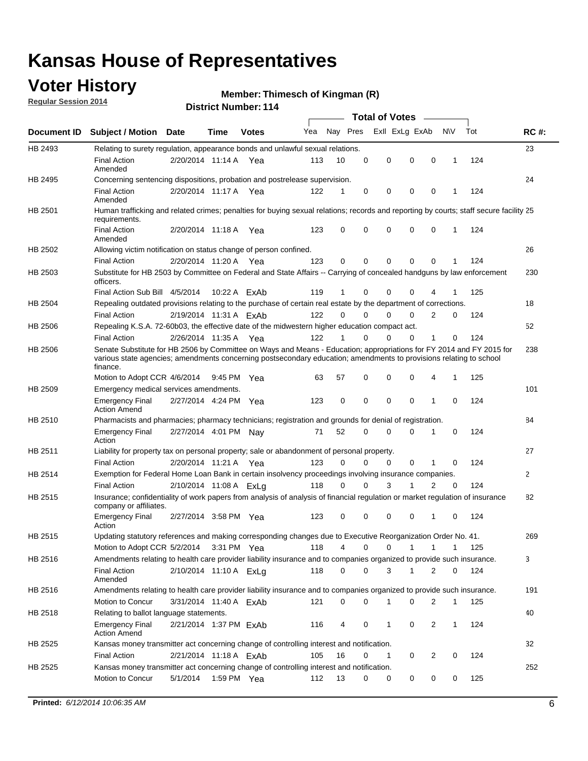# Kansas House of Representatives

## Voter History

**Regular Session 2014**

**Member: Thimesch of Kingman (R)**

**District Number: 114**

| Document ID | Subject / Motion | Date | Time | Votes | Yea | Nay | Pres | ExII | ExLg | ExAb | N\V | Tot | RC #: |
|---|---|---|---|---|---|---|---|---|---|---|---|---|---|
| HB 2493 | Relating to surety regulation, appearance bonds and unlawful sexual relations. | | | | | | | | | | | | 23 |
| | Final Action Amended | 2/20/2014 | 11:14 A | Yea | 113 | 10 | 0 | 0 | 0 | 0 | 1 | 124 | |
| HB 2495 | Concerning sentencing dispositions, probation and postrelease supervision. | | | | | | | | | | | | 24 |
| | Final Action Amended | 2/20/2014 | 11:17 A | Yea | 122 | 1 | 0 | 0 | 0 | 0 | 1 | 124 | |
| HB 2501 | Human trafficking and related crimes; penalties for buying sexual relations; records and reporting by courts; staff secure facility requirements. | | | | | | | | | | | | 25 |
| | Final Action Amended | 2/20/2014 | 11:18 A | Yea | 123 | 0 | 0 | 0 | 0 | 0 | 1 | 124 | |
| HB 2502 | Allowing victim notification on status change of person confined. | | | | | | | | | | | | 26 |
| | Final Action | 2/20/2014 | 11:20 A | Yea | 123 | 0 | 0 | 0 | 0 | 0 | 1 | 124 | |
| HB 2503 | Substitute for HB 2503 by Committee on Federal and State Affairs -- Carrying of concealed handguns by law enforcement officers. | | | | | | | | | | | | 230 |
| | Final Action Sub Bill | 4/5/2014 | 10:22 A | ExAb | 119 | 1 | 0 | 0 | 0 | 4 | 1 | 125 | |
| HB 2504 | Repealing outdated provisions relating to the purchase of certain real estate by the department of corrections. | | | | | | | | | | | | 18 |
| | Final Action | 2/19/2014 | 11:31 A | ExAb | 122 | 0 | 0 | 0 | 0 | 2 | 0 | 124 | |
| HB 2506 | Repealing K.S.A. 72-60b03, the effective date of the midwestern higher education compact act. | | | | | | | | | | | | 52 |
| | Final Action | 2/26/2014 | 11:35 A | Yea | 122 | 1 | 0 | 0 | 0 | 1 | 0 | 124 | |
| HB 2506 | Senate Substitute for HB 2506 by Committee on Ways and Means - Education; appropriations for FY 2014 and FY 2015 for various state agencies; amendments concerning postsecondary education; amendments to provisions relating to school finance. | | | | | | | | | | | | 238 |
| | Motion to Adopt CCR | 4/6/2014 | 9:45 PM | Yea | 63 | 57 | 0 | 0 | 0 | 4 | 1 | 125 | |
| HB 2509 | Emergency medical services amendments. | | | | | | | | | | | | 101 |
| | Emergency Final Action Amend | 2/27/2014 | 4:24 PM | Yea | 123 | 0 | 0 | 0 | 0 | 1 | 0 | 124 | |
| HB 2510 | Pharmacists and pharmacies; pharmacy technicians; registration and grounds for denial of registration. | | | | | | | | | | | | 84 |
| | Emergency Final Action | 2/27/2014 | 4:01 PM | Nay | 71 | 52 | 0 | 0 | 0 | 1 | 0 | 124 | |
| HB 2511 | Liability for property tax on personal property; sale or abandonment of personal property. | | | | | | | | | | | | 27 |
| | Final Action | 2/20/2014 | 11:21 A | Yea | 123 | 0 | 0 | 0 | 0 | 1 | 0 | 124 | |
| HB 2514 | Exemption for Federal Home Loan Bank in certain insolvency proceedings involving insurance companies. | | | | | | | | | | | | 2 |
| | Final Action | 2/10/2014 | 11:08 A | ExLg | 118 | 0 | 0 | 3 | 1 | 2 | 0 | 124 | |
| HB 2515 | Insurance; confidentiality of work papers from analysis of analysis of financial regulation or market regulation of insurance company or affiliates. | | | | | | | | | | | | 82 |
| | Emergency Final Action | 2/27/2014 | 3:58 PM | Yea | 123 | 0 | 0 | 0 | 0 | 1 | 0 | 124 | |
| HB 2515 | Updating statutory references and making corresponding changes due to Executive Reorganization Order No. 41. | | | | | | | | | | | | 269 |
| | Motion to Adopt CCR | 5/2/2014 | 3:31 PM | Yea | 118 | 4 | 0 | 0 | 1 | 1 | 1 | 125 | |
| HB 2516 | Amendments relating to health care provider liability insurance and to companies organized to provide such insurance. | | | | | | | | | | | | 3 |
| | Final Action Amended | 2/10/2014 | 11:10 A | ExLg | 118 | 0 | 0 | 3 | 1 | 2 | 0 | 124 | |
| HB 2516 | Amendments relating to health care provider liability insurance and to companies organized to provide such insurance. | | | | | | | | | | | | 191 |
| | Motion to Concur | 3/31/2014 | 11:40 A | ExAb | 121 | 0 | 0 | 1 | 0 | 2 | 1 | 125 | |
| HB 2518 | Relating to ballot language statements. | | | | | | | | | | | | 40 |
| | Emergency Final Action Amend | 2/21/2014 | 1:37 PM | ExAb | 116 | 4 | 0 | 1 | 0 | 2 | 1 | 124 | |
| HB 2525 | Kansas money transmitter act concerning change of controlling interest and notification. | | | | | | | | | | | | 32 |
| | Final Action | 2/21/2014 | 11:18 A | ExAb | 105 | 16 | 0 | 1 | 0 | 2 | 0 | 124 | |
| HB 2525 | Kansas money transmitter act concerning change of controlling interest and notification. | | | | | | | | | | | | 252 |
| | Motion to Concur | 5/1/2014 | 1:59 PM | Yea | 112 | 13 | 0 | 0 | 0 | 0 | 0 | 125 | |

**Printed:** *6/12/2014 10:06:35 AM*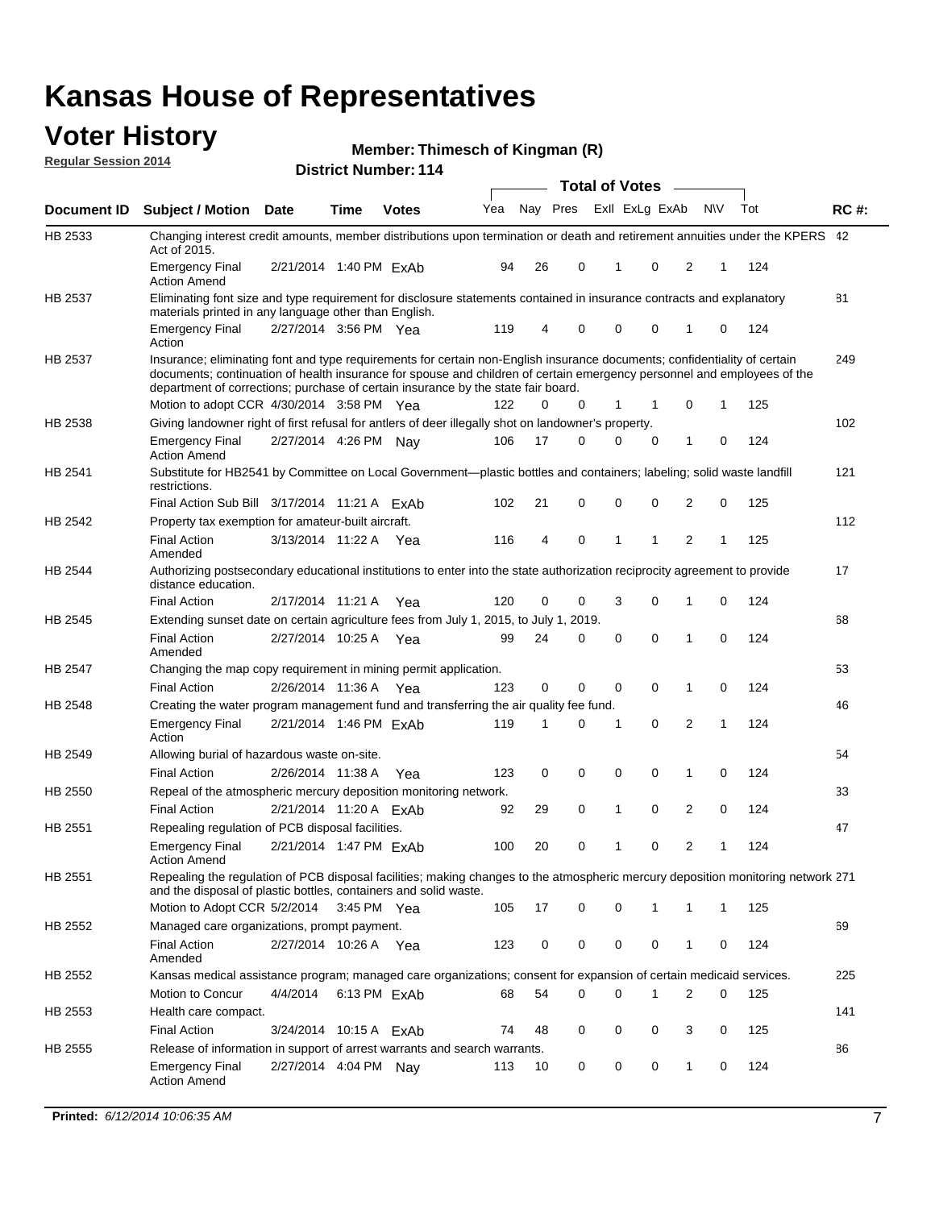# Kansas House of Representatives

## Voter History

**Regular Session 2014**

**Member: Thimesch of Kingman (R)**

**District Number: 114**

| Document ID | Subject / Motion | Date | Time | Votes | Yea | Nay | Pres | ExII | ExLg | ExAb | N\V | Tot | RC #: |
|---|---|---|---|---|---|---|---|---|---|---|---|---|---|
| HB 2533 | Changing interest credit amounts, member distributions upon termination or death and retirement annuities under the KPERS Act of 2015. | | | | | | | | | | | | 42 |
| | Emergency Final Action Amend | 2/21/2014 | 1:40 PM | ExAb | 94 | 26 | 0 | 1 | 0 | 2 | 1 | 124 | |
| HB 2537 | Eliminating font size and type requirement for disclosure statements contained in insurance contracts and explanatory materials printed in any language other than English. | | | | | | | | | | | | 81 |
| | Emergency Final Action | 2/27/2014 | 3:56 PM | Yea | 119 | 4 | 0 | 0 | 0 | 1 | 0 | 124 | |
| HB 2537 | Insurance; eliminating font and type requirements for certain non-English insurance documents; confidentiality of certain documents; continuation of health insurance for spouse and children of certain emergency personnel and employees of the department of corrections; purchase of certain insurance by the state fair board. | | | | | | | | | | | | 249 |
| | Motion to adopt CCR | 4/30/2014 | 3:58 PM | Yea | 122 | 0 | 0 | 1 | 1 | 0 | 1 | 125 | |
| HB 2538 | Giving landowner right of first refusal for antlers of deer illegally shot on landowner's property. | | | | | | | | | | | | 102 |
| | Emergency Final Action Amend | 2/27/2014 | 4:26 PM | Nay | 106 | 17 | 0 | 0 | 0 | 1 | 0 | 124 | |
| HB 2541 | Substitute for HB2541 by Committee on Local Government—plastic bottles and containers; labeling; solid waste landfill restrictions. | | | | | | | | | | | | 121 |
| | Final Action Sub Bill | 3/17/2014 | 11:21 A | ExAb | 102 | 21 | 0 | 0 | 0 | 2 | 0 | 125 | |
| HB 2542 | Property tax exemption for amateur-built aircraft. | | | | | | | | | | | | 112 |
| | Final Action Amended | 3/13/2014 | 11:22 A | Yea | 116 | 4 | 0 | 1 | 1 | 2 | 1 | 125 | |
| HB 2544 | Authorizing postsecondary educational institutions to enter into the state authorization reciprocity agreement to provide distance education. | | | | | | | | | | | | 17 |
| | Final Action | 2/17/2014 | 11:21 A | Yea | 120 | 0 | 0 | 3 | 0 | 1 | 0 | 124 | |
| HB 2545 | Extending sunset date on certain agriculture fees from July 1, 2015, to July 1, 2019. | | | | | | | | | | | | 68 |
| | Final Action Amended | 2/27/2014 | 10:25 A | Yea | 99 | 24 | 0 | 0 | 0 | 1 | 0 | 124 | |
| HB 2547 | Changing the map copy requirement in mining permit application. | | | | | | | | | | | | 53 |
| | Final Action | 2/26/2014 | 11:36 A | Yea | 123 | 0 | 0 | 0 | 0 | 1 | 0 | 124 | |
| HB 2548 | Creating the water program management fund and transferring the air quality fee fund. | | | | | | | | | | | | 46 |
| | Emergency Final Action | 2/21/2014 | 1:46 PM | ExAb | 119 | 1 | 0 | 1 | 0 | 2 | 1 | 124 | |
| HB 2549 | Allowing burial of hazardous waste on-site. | | | | | | | | | | | | 54 |
| | Final Action | 2/26/2014 | 11:38 A | Yea | 123 | 0 | 0 | 0 | 0 | 1 | 0 | 124 | |
| HB 2550 | Repeal of the atmospheric mercury deposition monitoring network. | | | | | | | | | | | | 33 |
| | Final Action | 2/21/2014 | 11:20 A | ExAb | 92 | 29 | 0 | 1 | 0 | 2 | 0 | 124 | |
| HB 2551 | Repealing regulation of PCB disposal facilities. | | | | | | | | | | | | 47 |
| | Emergency Final Action Amend | 2/21/2014 | 1:47 PM | ExAb | 100 | 20 | 0 | 1 | 0 | 2 | 1 | 124 | |
| HB 2551 | Repealing the regulation of PCB disposal facilities; making changes to the atmospheric mercury deposition monitoring network and the disposal of plastic bottles, containers and solid waste. | | | | | | | | | | | | 271 |
| | Motion to Adopt CCR | 5/2/2014 | 3:45 PM | Yea | 105 | 17 | 0 | 0 | 1 | 1 | 1 | 125 | |
| HB 2552 | Managed care organizations, prompt payment. | | | | | | | | | | | | 69 |
| | Final Action Amended | 2/27/2014 | 10:26 A | Yea | 123 | 0 | 0 | 0 | 0 | 1 | 0 | 124 | |
| HB 2552 | Kansas medical assistance program; managed care organizations; consent for expansion of certain medicaid services. | | | | | | | | | | | | 225 |
| | Motion to Concur | 4/4/2014 | 6:13 PM | ExAb | 68 | 54 | 0 | 0 | 1 | 2 | 0 | 125 | |
| HB 2553 | Health care compact. | | | | | | | | | | | | 141 |
| | Final Action | 3/24/2014 | 10:15 A | ExAb | 74 | 48 | 0 | 0 | 0 | 3 | 0 | 125 | |
| HB 2555 | Release of information in support of arrest warrants and search warrants. | | | | | | | | | | | | 86 |
| | Emergency Final Action Amend | 2/27/2014 | 4:04 PM | Nay | 113 | 10 | 0 | 0 | 0 | 1 | 0 | 124 | |

**Printed:** *6/12/2014 10:06:35 AM*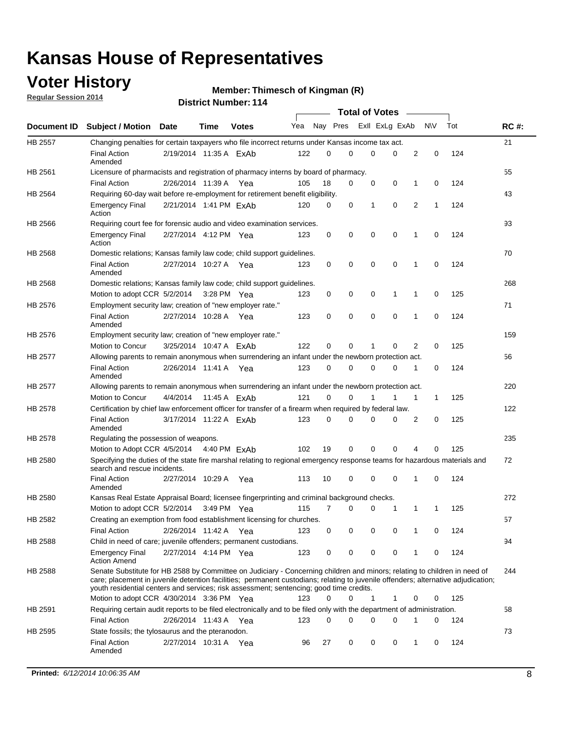# Kansas House of Representatives

## Voter History

**Regular Session 2014**

**Member: Thimesch of Kingman (R)**

**District Number: 114**

| Document ID | Subject / Motion | Date | Time | Votes | Yea | Nay | Pres | ExII | ExLg | ExAb | N\V | Tot | RC #: |
|---|---|---|---|---|---|---|---|---|---|---|---|---|---|
| HB 2557 | Changing penalties for certain taxpayers who file incorrect returns under Kansas income tax act. | | | | | | | | | | | | 21 |
| | Final Action Amended | 2/19/2014 | 11:35 A | ExAb | 122 | 0 | 0 | 0 | 0 | 2 | 0 | 124 | |
| HB 2561 | Licensure of pharmacists and registration of pharmacy interns by board of pharmacy. | | | | | | | | | | | | 55 |
| | Final Action | 2/26/2014 | 11:39 A | Yea | 105 | 18 | 0 | 0 | 0 | 1 | 0 | 124 | |
| HB 2564 | Requiring 60-day wait before re-employment for retirement benefit eligibility. | | | | | | | | | | | | 43 |
| | Emergency Final Action | 2/21/2014 | 1:41 PM | ExAb | 120 | 0 | 0 | 1 | 0 | 2 | 1 | 124 | |
| HB 2566 | Requiring court fee for forensic audio and video examination services. | | | | | | | | | | | | 93 |
| | Emergency Final Action | 2/27/2014 | 4:12 PM | Yea | 123 | 0 | 0 | 0 | 0 | 1 | 0 | 124 | |
| HB 2568 | Domestic relations; Kansas family law code; child support guidelines. | | | | | | | | | | | | 70 |
| | Final Action Amended | 2/27/2014 | 10:27 A | Yea | 123 | 0 | 0 | 0 | 0 | 1 | 0 | 124 | |
| HB 2568 | Domestic relations; Kansas family law code; child support guidelines. | | | | | | | | | | | | 268 |
| | Motion to adopt CCR | 5/2/2014 | 3:28 PM | Yea | 123 | 0 | 0 | 0 | 1 | 1 | 0 | 125 | |
| HB 2576 | Employment security law; creation of "new employer rate." | | | | | | | | | | | | 71 |
| | Final Action Amended | 2/27/2014 | 10:28 A | Yea | 123 | 0 | 0 | 0 | 0 | 1 | 0 | 124 | |
| HB 2576 | Employment security law; creation of "new employer rate." | | | | | | | | | | | | 159 |
| | Motion to Concur | 3/25/2014 | 10:47 A | ExAb | 122 | 0 | 0 | 1 | 0 | 2 | 0 | 125 | |
| HB 2577 | Allowing parents to remain anonymous when surrendering an infant under the newborn protection act. | | | | | | | | | | | | 56 |
| | Final Action Amended | 2/26/2014 | 11:41 A | Yea | 123 | 0 | 0 | 0 | 0 | 1 | 0 | 124 | |
| HB 2577 | Allowing parents to remain anonymous when surrendering an infant under the newborn protection act. | | | | | | | | | | | | 220 |
| | Motion to Concur | 4/4/2014 | 11:45 A | ExAb | 121 | 0 | 0 | 1 | 1 | 1 | 1 | 125 | |
| HB 2578 | Certification by chief law enforcement officer for transfer of a firearm when required by federal law. | | | | | | | | | | | | 122 |
| | Final Action Amended | 3/17/2014 | 11:22 A | ExAb | 123 | 0 | 0 | 0 | 0 | 2 | 0 | 125 | |
| HB 2578 | Regulating the possession of weapons. | | | | | | | | | | | | 235 |
| | Motion to Adopt CCR | 4/5/2014 | 4:40 PM | ExAb | 102 | 19 | 0 | 0 | 0 | 4 | 0 | 125 | |
| HB 2580 | Specifying the duties of the state fire marshal relating to regional emergency response teams for hazardous materials and search and rescue incidents. | | | | | | | | | | | | 72 |
| | Final Action Amended | 2/27/2014 | 10:29 A | Yea | 113 | 10 | 0 | 0 | 0 | 1 | 0 | 124 | |
| HB 2580 | Kansas Real Estate Appraisal Board; licensee fingerprinting and criminal background checks. | | | | | | | | | | | | 272 |
| | Motion to adopt CCR | 5/2/2014 | 3:49 PM | Yea | 115 | 7 | 0 | 0 | 1 | 1 | 1 | 125 | |
| HB 2582 | Creating an exemption from food establishment licensing for churches. | | | | | | | | | | | | 57 |
| | Final Action | 2/26/2014 | 11:42 A | Yea | 123 | 0 | 0 | 0 | 0 | 1 | 0 | 124 | |
| HB 2588 | Child in need of care; juvenile offenders; permanent custodians. | | | | | | | | | | | | 94 |
| | Emergency Final Action Amend | 2/27/2014 | 4:14 PM | Yea | 123 | 0 | 0 | 0 | 0 | 1 | 0 | 124 | |
| HB 2588 | Senate Substitute for HB 2588 by Committee on Judiciary - Concerning children and minors; relating to children in need of care; placement in juvenile detention facilities; permanent custodians; relating to juvenile offenders; alternative adjudication; youth residential centers and services; risk assessment; sentencing; good time credits. | | | | | | | | | | | | 244 |
| | Motion to adopt CCR | 4/30/2014 | 3:36 PM | Yea | 123 | 0 | 0 | 1 | 1 | 0 | 0 | 125 | |
| HB 2591 | Requiring certain audit reports to be filed electronically and to be filed only with the department of administration. | | | | | | | | | | | | 58 |
| | Final Action | 2/26/2014 | 11:43 A | Yea | 123 | 0 | 0 | 0 | 0 | 1 | 0 | 124 | |
| HB 2595 | State fossils; the tylosaurus and the pteranodon. | | | | | | | | | | | | 73 |
| | Final Action Amended | 2/27/2014 | 10:31 A | Yea | 96 | 27 | 0 | 0 | 0 | 1 | 0 | 124 | |

**Printed:** *6/12/2014 10:06:35 AM*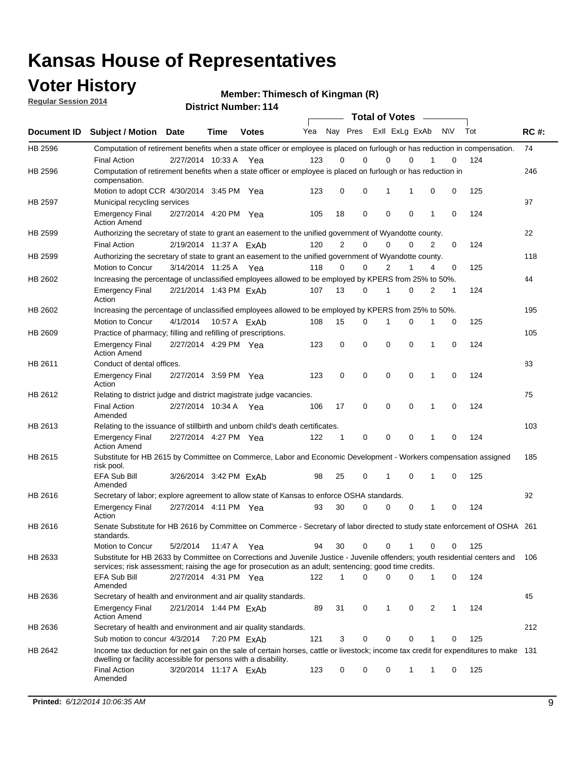# Kansas House of Representatives

## Voter History

**Regular Session 2014**

**Member: Thimesch of Kingman (R)**

**District Number: 114**

| Document ID | Subject / Motion | Date | Time | Votes | Yea | Nay | Pres | ExII | ExLg | ExAb | N\V | Tot | RC #: |
|---|---|---|---|---|---|---|---|---|---|---|---|---|---|
| HB 2596 | Computation of retirement benefits when a state officer or employee is placed on furlough or has reduction in compensation. | | | | | | | | | | | | 74 |
| | Final Action | 2/27/2014 | 10:33 A | Yea | 123 | 0 | 0 | 0 | 0 | 1 | 0 | 124 | |
| HB 2596 | Computation of retirement benefits when a state officer or employee is placed on furlough or has reduction in compensation. | | | | | | | | | | | | 246 |
| | Motion to adopt CCR | 4/30/2014 | 3:45 PM | Yea | 123 | 0 | 0 | 1 | 1 | 0 | 0 | 125 | |
| HB 2597 | Municipal recycling services | | | | | | | | | | | | 97 |
| | Emergency Final Action Amend | 2/27/2014 | 4:20 PM | Yea | 105 | 18 | 0 | 0 | 0 | 1 | 0 | 124 | |
| HB 2599 | Authorizing the secretary of state to grant an easement to the unified government of Wyandotte county. | | | | | | | | | | | | 22 |
| | Final Action | 2/19/2014 | 11:37 A | ExAb | 120 | 2 | 0 | 0 | 0 | 2 | 0 | 124 | |
| HB 2599 | Authorizing the secretary of state to grant an easement to the unified government of Wyandotte county. | | | | | | | | | | | | 118 |
| | Motion to Concur | 3/14/2014 | 11:25 A | Yea | 118 | 0 | 0 | 2 | 1 | 4 | 0 | 125 | |
| HB 2602 | Increasing the percentage of unclassified employees allowed to be employed by KPERS from 25% to 50%. | | | | | | | | | | | | 44 |
| | Emergency Final Action | 2/21/2014 | 1:43 PM | ExAb | 107 | 13 | 0 | 1 | 0 | 2 | 1 | 124 | |
| HB 2602 | Increasing the percentage of unclassified employees allowed to be employed by KPERS from 25% to 50%. | | | | | | | | | | | | 195 |
| | Motion to Concur | 4/1/2014 | 10:57 A | ExAb | 108 | 15 | 0 | 1 | 0 | 1 | 0 | 125 | |
| HB 2609 | Practice of pharmacy; filling and refilling of prescriptions. | | | | | | | | | | | | 105 |
| | Emergency Final Action Amend | 2/27/2014 | 4:29 PM | Yea | 123 | 0 | 0 | 0 | 0 | 1 | 0 | 124 | |
| HB 2611 | Conduct of dental offices. | | | | | | | | | | | | 83 |
| | Emergency Final Action | 2/27/2014 | 3:59 PM | Yea | 123 | 0 | 0 | 0 | 0 | 1 | 0 | 124 | |
| HB 2612 | Relating to district judge and district magistrate judge vacancies. | | | | | | | | | | | | 75 |
| | Final Action Amended | 2/27/2014 | 10:34 A | Yea | 106 | 17 | 0 | 0 | 0 | 1 | 0 | 124 | |
| HB 2613 | Relating to the issuance of stillbirth and unborn child's death certificates. | | | | | | | | | | | | 103 |
| | Emergency Final Action Amend | 2/27/2014 | 4:27 PM | Yea | 122 | 1 | 0 | 0 | 0 | 1 | 0 | 124 | |
| HB 2615 | Substitute for HB 2615 by Committee on Commerce, Labor and Economic Development - Workers compensation assigned risk pool. | | | | | | | | | | | | 185 |
| | EFA Sub Bill Amended | 3/26/2014 | 3:42 PM | ExAb | 98 | 25 | 0 | 1 | 0 | 1 | 0 | 125 | |
| HB 2616 | Secretary of labor; explore agreement to allow state of Kansas to enforce OSHA standards. | | | | | | | | | | | | 92 |
| | Emergency Final Action | 2/27/2014 | 4:11 PM | Yea | 93 | 30 | 0 | 0 | 0 | 1 | 0 | 124 | |
| HB 2616 | Senate Substitute for HB 2616 by Committee on Commerce - Secretary of labor directed to study state enforcement of OSHA standards. | | | | | | | | | | | | 261 |
| | Motion to Concur | 5/2/2014 | 11:47 A | Yea | 94 | 30 | 0 | 0 | 1 | 0 | 0 | 125 | |
| HB 2633 | Substitute for HB 2633 by Committee on Corrections and Juvenile Justice - Juvenile offenders; youth residential centers and services; risk assessment; raising the age for prosecution as an adult; sentencing; good time credits. | | | | | | | | | | | | 106 |
| | EFA Sub Bill Amended | 2/27/2014 | 4:31 PM | Yea | 122 | 1 | 0 | 0 | 0 | 1 | 0 | 124 | |
| HB 2636 | Secretary of health and environment and air quality standards. | | | | | | | | | | | | 45 |
| | Emergency Final Action Amend | 2/21/2014 | 1:44 PM | ExAb | 89 | 31 | 0 | 1 | 0 | 2 | 1 | 124 | |
| HB 2636 | Secretary of health and environment and air quality standards. | | | | | | | | | | | | 212 |
| | Sub motion to concur | 4/3/2014 | 7:20 PM | ExAb | 121 | 3 | 0 | 0 | 0 | 1 | 0 | 125 | |
| HB 2642 | Income tax deduction for net gain on the sale of certain horses, cattle or livestock; income tax credit for expenditures to make dwelling or facility accessible for persons with a disability. | | | | | | | | | | | | 131 |
| | Final Action Amended | 3/20/2014 | 11:17 A | ExAb | 123 | 0 | 0 | 0 | 1 | 1 | 0 | 125 | |

**Printed:** *6/12/2014 10:06:35 AM*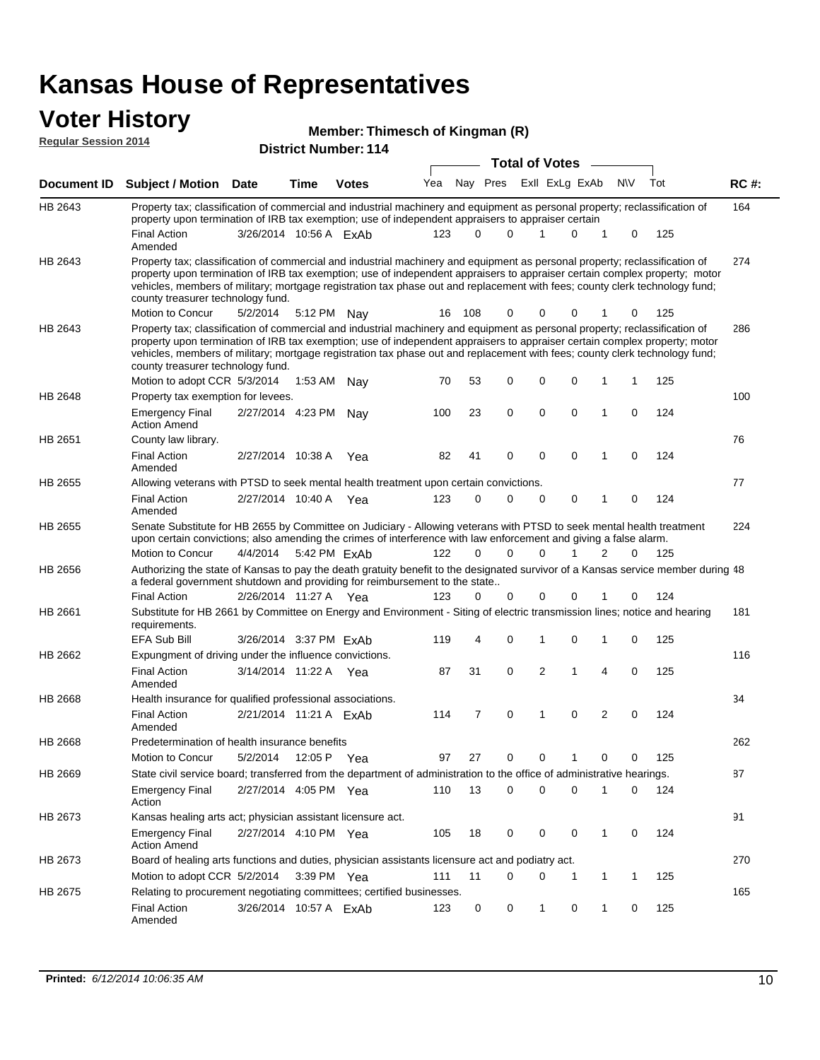# Kansas House of Representatives

## Voter History

**Regular Session 2014**

**Member: Thimesch of Kingman (R)**

**District Number: 114**

| Document ID | Subject / Motion | Date | Time | Votes | Yea | Nay | Pres | ExII | ExLg | ExAb | N\V | Tot | RC #: |
|---|---|---|---|---|---|---|---|---|---|---|---|---|---|
| HB 2643 | Property tax; classification of commercial and industrial machinery and equipment as personal property; reclassification of property upon termination of IRB tax exemption; use of independent appraisers to appraiser certain | | | | | | | | | | | | 164 |
| | Final Action Amended | 3/26/2014 | 10:56 A | ExAb | 123 | 0 | 0 | 1 | 0 | 1 | 0 | 125 | |
| HB 2643 | Property tax; classification of commercial and industrial machinery and equipment as personal property; reclassification of property upon termination of IRB tax exemption; use of independent appraisers to appraiser certain complex property; motor vehicles, members of military; mortgage registration tax phase out and replacement with fees; county clerk technology fund; county treasurer technology fund. | | | | | | | | | | | | 274 |
| | Motion to Concur | 5/2/2014 | 5:12 PM | Nay | 16 | 108 | 0 | 0 | 0 | 1 | 0 | 125 | |
| HB 2643 | Property tax; classification of commercial and industrial machinery and equipment as personal property; reclassification of property upon termination of IRB tax exemption; use of independent appraisers to appraiser certain complex property; motor vehicles, members of military; mortgage registration tax phase out and replacement with fees; county clerk technology fund; county treasurer technology fund. | | | | | | | | | | | | 286 |
| | Motion to adopt CCR | 5/3/2014 | 1:53 AM | Nay | 70 | 53 | 0 | 0 | 0 | 1 | 1 | 125 | |
| HB 2648 | Property tax exemption for levees. | | | | | | | | | | | | 100 |
| | Emergency Final Action Amend | 2/27/2014 | 4:23 PM | Nay | 100 | 23 | 0 | 0 | 0 | 1 | 0 | 124 | |
| HB 2651 | County law library. | | | | | | | | | | | | 76 |
| | Final Action Amended | 2/27/2014 | 10:38 A | Yea | 82 | 41 | 0 | 0 | 0 | 1 | 0 | 124 | |
| HB 2655 | Allowing veterans with PTSD to seek mental health treatment upon certain convictions. | | | | | | | | | | | | 77 |
| | Final Action Amended | 2/27/2014 | 10:40 A | Yea | 123 | 0 | 0 | 0 | 0 | 1 | 0 | 124 | |
| HB 2655 | Senate Substitute for HB 2655 by Committee on Judiciary - Allowing veterans with PTSD to seek mental health treatment upon certain convictions; also amending the crimes of interference with law enforcement and giving a false alarm. | | | | | | | | | | | | 224 |
| | Motion to Concur | 4/4/2014 | 5:42 PM | ExAb | 122 | 0 | 0 | 0 | 1 | 2 | 0 | 125 | |
| HB 2656 | Authorizing the state of Kansas to pay the death gratuity benefit to the designated survivor of a Kansas service member during a federal government shutdown and providing for reimbursement to the state.. | | | | | | | | | | | | 48 |
| | Final Action | 2/26/2014 | 11:27 A | Yea | 123 | 0 | 0 | 0 | 0 | 1 | 0 | 124 | |
| HB 2661 | Substitute for HB 2661 by Committee on Energy and Environment - Siting of electric transmission lines; notice and hearing requirements. | | | | | | | | | | | | 181 |
| | EFA Sub Bill | 3/26/2014 | 3:37 PM | ExAb | 119 | 4 | 0 | 1 | 0 | 1 | 0 | 125 | |
| HB 2662 | Expungment of driving under the influence convictions. | | | | | | | | | | | | 116 |
| | Final Action Amended | 3/14/2014 | 11:22 A | Yea | 87 | 31 | 0 | 2 | 1 | 4 | 0 | 125 | |
| HB 2668 | Health insurance for qualified professional associations. | | | | | | | | | | | | 34 |
| | Final Action Amended | 2/21/2014 | 11:21 A | ExAb | 114 | 7 | 0 | 1 | 0 | 2 | 0 | 124 | |
| HB 2668 | Predetermination of health insurance benefits | | | | | | | | | | | | 262 |
| | Motion to Concur | 5/2/2014 | 12:05 P | Yea | 97 | 27 | 0 | 0 | 1 | 0 | 0 | 125 | |
| HB 2669 | State civil service board; transferred from the department of administration to the office of administrative hearings. | | | | | | | | | | | | 87 |
| | Emergency Final Action | 2/27/2014 | 4:05 PM | Yea | 110 | 13 | 0 | 0 | 0 | 1 | 0 | 124 | |
| HB 2673 | Kansas healing arts act; physician assistant licensure act. | | | | | | | | | | | | 91 |
| | Emergency Final Action Amend | 2/27/2014 | 4:10 PM | Yea | 105 | 18 | 0 | 0 | 0 | 1 | 0 | 124 | |
| HB 2673 | Board of healing arts functions and duties, physician assistants licensure act and podiatry act. | | | | | | | | | | | | 270 |
| | Motion to adopt CCR | 5/2/2014 | 3:39 PM | Yea | 111 | 11 | 0 | 0 | 1 | 1 | 1 | 125 | |
| HB 2675 | Relating to procurement negotiating committees; certified businesses. | | | | | | | | | | | | 165 |
| | Final Action Amended | 3/26/2014 | 10:57 A | ExAb | 123 | 0 | 0 | 1 | 0 | 1 | 0 | 125 | |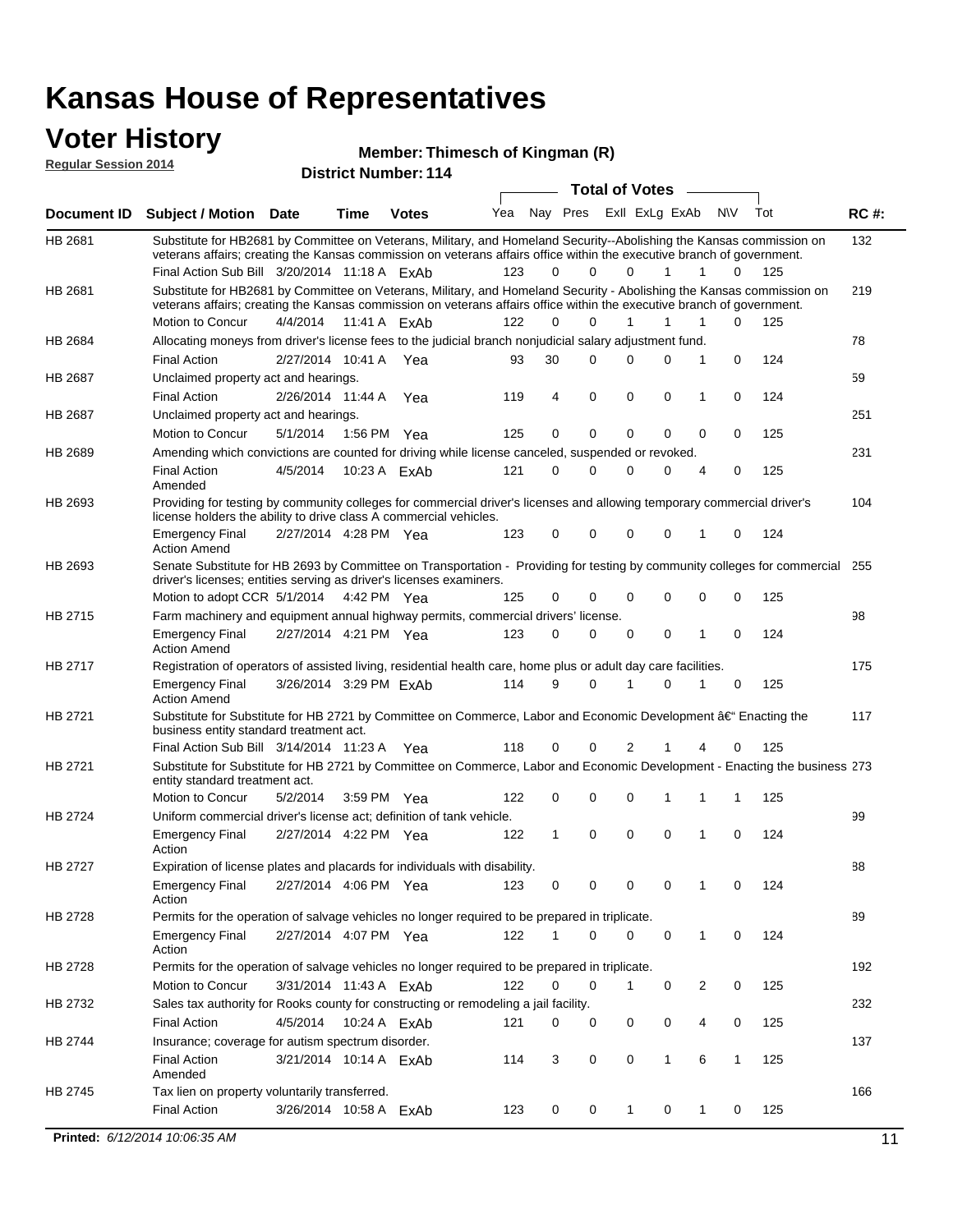# Kansas House of Representatives

## Voter History

**Regular Session 2014**

**Member: Thimesch of Kingman (R)**

**District Number: 114**

| Document ID | Subject / Motion | Date | Time | Votes | Yea | Nay | Pres | ExII | ExLg | ExAb | N\V | Tot | RC #: |
|---|---|---|---|---|---|---|---|---|---|---|---|---|---|
| HB 2681 | Substitute for HB2681 by Committee on Veterans, Military, and Homeland Security--Abolishing the Kansas commission on veterans affairs; creating the Kansas commission on veterans affairs office within the executive branch of government. | | | | | | | | | | | | 132 |
| | Final Action Sub Bill | 3/20/2014 | 11:18 A | ExAb | 123 | 0 | 0 | 0 | 1 | 1 | 0 | 125 | |
| HB 2681 | Substitute for HB2681 by Committee on Veterans, Military, and Homeland Security - Abolishing the Kansas commission on veterans affairs; creating the Kansas commission on veterans affairs office within the executive branch of government. | | | | | | | | | | | | 219 |
| | Motion to Concur | 4/4/2014 | 11:41 A | ExAb | 122 | 0 | 0 | 1 | 1 | 1 | 0 | 125 | |
| HB 2684 | Allocating moneys from driver's license fees to the judicial branch nonjudicial salary adjustment fund. | | | | | | | | | | | | 78 |
| | Final Action | 2/27/2014 | 10:41 A | Yea | 93 | 30 | 0 | 0 | 0 | 1 | 0 | 124 | |
| HB 2687 | Unclaimed property act and hearings. | | | | | | | | | | | | 59 |
| | Final Action | 2/26/2014 | 11:44 A | Yea | 119 | 4 | 0 | 0 | 0 | 1 | 0 | 124 | |
| HB 2687 | Unclaimed property act and hearings. | | | | | | | | | | | | 251 |
| | Motion to Concur | 5/1/2014 | 1:56 PM | Yea | 125 | 0 | 0 | 0 | 0 | 0 | 0 | 125 | |
| HB 2689 | Amending which convictions are counted for driving while license canceled, suspended or revoked. | | | | | | | | | | | | 231 |
| | Final Action Amended | 4/5/2014 | 10:23 A | ExAb | 121 | 0 | 0 | 0 | 0 | 4 | 0 | 125 | |
| HB 2693 | Providing for testing by community colleges for commercial driver's licenses and allowing temporary commercial driver's license holders the ability to drive class A commercial vehicles. | | | | | | | | | | | | 104 |
| | Emergency Final Action Amend | 2/27/2014 | 4:28 PM | Yea | 123 | 0 | 0 | 0 | 0 | 1 | 0 | 124 | |
| HB 2693 | Senate Substitute for HB 2693 by Committee on Transportation - Providing for testing by community colleges for commercial driver's licenses; entities serving as driver's licenses examiners. | | | | | | | | | | | | 255 |
| | Motion to adopt CCR | 5/1/2014 | 4:42 PM | Yea | 125 | 0 | 0 | 0 | 0 | 0 | 0 | 125 | |
| HB 2715 | Farm machinery and equipment annual highway permits, commercial drivers' license. | | | | | | | | | | | | 98 |
| | Emergency Final Action Amend | 2/27/2014 | 4:21 PM | Yea | 123 | 0 | 0 | 0 | 0 | 1 | 0 | 124 | |
| HB 2717 | Registration of operators of assisted living, residential health care, home plus or adult day care facilities. | | | | | | | | | | | | 175 |
| | Emergency Final Action Amend | 3/26/2014 | 3:29 PM | ExAb | 114 | 9 | 0 | 1 | 0 | 1 | 0 | 125 | |
| HB 2721 | Substitute for Substitute for HB 2721 by Committee on Commerce, Labor and Economic Development â€" Enacting the business entity standard treatment act. | | | | | | | | | | | | 117 |
| | Final Action Sub Bill | 3/14/2014 | 11:23 A | Yea | 118 | 0 | 0 | 2 | 1 | 4 | 0 | 125 | |
| HB 2721 | Substitute for Substitute for HB 2721 by Committee on Commerce, Labor and Economic Development - Enacting the business entity standard treatment act. | | | | | | | | | | | | 273 |
| | Motion to Concur | 5/2/2014 | 3:59 PM | Yea | 122 | 0 | 0 | 0 | 1 | 1 | 1 | 125 | |
| HB 2724 | Uniform commercial driver's license act; definition of tank vehicle. | | | | | | | | | | | | 99 |
| | Emergency Final Action | 2/27/2014 | 4:22 PM | Yea | 122 | 1 | 0 | 0 | 0 | 1 | 0 | 124 | |
| HB 2727 | Expiration of license plates and placards for individuals with disability. | | | | | | | | | | | | 88 |
| | Emergency Final Action | 2/27/2014 | 4:06 PM | Yea | 123 | 0 | 0 | 0 | 0 | 1 | 0 | 124 | |
| HB 2728 | Permits for the operation of salvage vehicles no longer required to be prepared in triplicate. | | | | | | | | | | | | 89 |
| | Emergency Final Action | 2/27/2014 | 4:07 PM | Yea | 122 | 1 | 0 | 0 | 0 | 1 | 0 | 124 | |
| HB 2728 | Permits for the operation of salvage vehicles no longer required to be prepared in triplicate. | | | | | | | | | | | | 192 |
| | Motion to Concur | 3/31/2014 | 11:43 A | ExAb | 122 | 0 | 0 | 1 | 0 | 2 | 0 | 125 | |
| HB 2732 | Sales tax authority for Rooks county for constructing or remodeling a jail facility. | | | | | | | | | | | | 232 |
| | Final Action | 4/5/2014 | 10:24 A | ExAb | 121 | 0 | 0 | 0 | 0 | 4 | 0 | 125 | |
| HB 2744 | Insurance; coverage for autism spectrum disorder. | | | | | | | | | | | | 137 |
| | Final Action Amended | 3/21/2014 | 10:14 A | ExAb | 114 | 3 | 0 | 0 | 1 | 6 | 1 | 125 | |
| HB 2745 | Tax lien on property voluntarily transferred. | | | | | | | | | | | | 166 |
| | Final Action | 3/26/2014 | 10:58 A | ExAb | 123 | 0 | 0 | 1 | 0 | 1 | 0 | 125 | |

**Printed:** *6/12/2014 10:06:35 AM*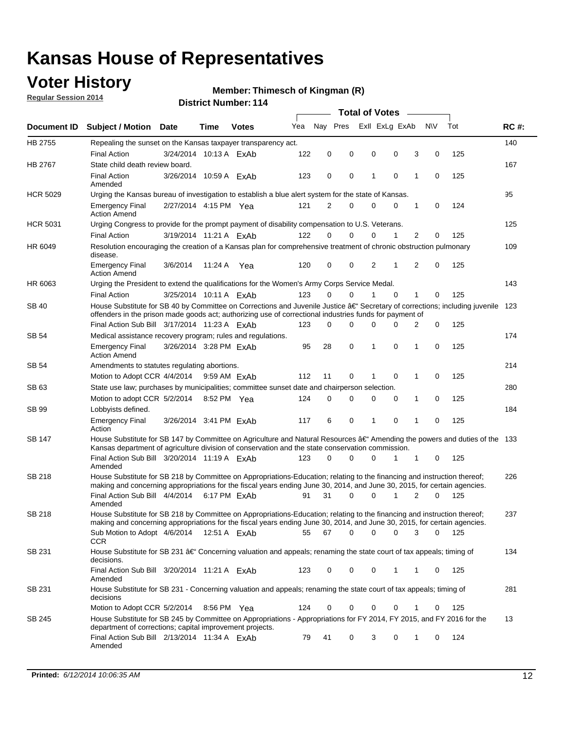# Kansas House of Representatives

## Voter History

**Regular Session 2014**

**Member: Thimesch of Kingman (R)**

**District Number: 114**

| Document ID | Subject / Motion | Date | Time | Votes | Yea | Nay | Pres | ExII | ExLg | ExAb | N\V | Tot | RC #: |
|---|---|---|---|---|---|---|---|---|---|---|---|---|---|
| HB 2755 | Repealing the sunset on the Kansas taxpayer transparency act. | | | | | | | | | | | | 140 |
| | Final Action | 3/24/2014 | 10:13 A | ExAb | 122 | 0 | 0 | 0 | 0 | 3 | 0 | 125 | |
| HB 2767 | State child death review board. | | | | | | | | | | | | 167 |
| | Final Action Amended | 3/26/2014 | 10:59 A | ExAb | 123 | 0 | 0 | 1 | 0 | 1 | 0 | 125 | |
| HCR 5029 | Urging the Kansas bureau of investigation to establish a blue alert system for the state of Kansas. | | | | | | | | | | | | 95 |
| | Emergency Final Action Amend | 2/27/2014 | 4:15 PM | Yea | 121 | 2 | 0 | 0 | 0 | 1 | 0 | 124 | |
| HCR 5031 | Urging Congress to provide for the prompt payment of disability compensation to U.S. Veterans. | | | | | | | | | | | | 125 |
| | Final Action | 3/19/2014 | 11:21 A | ExAb | 122 | 0 | 0 | 0 | 1 | 2 | 0 | 125 | |
| HR 6049 | Resolution encouraging the creation of a Kansas plan for comprehensive treatment of chronic obstruction pulmonary disease. | | | | | | | | | | | | 109 |
| | Emergency Final Action Amend | 3/6/2014 | 11:24 A | Yea | 120 | 0 | 0 | 2 | 1 | 2 | 0 | 125 | |
| HR 6063 | Urging the President to extend the qualifications for the Women's Army Corps Service Medal. | | | | | | | | | | | | 143 |
| | Final Action | 3/25/2014 | 10:11 A | ExAb | 123 | 0 | 0 | 1 | 0 | 1 | 0 | 125 | |
| SB 40 | House Substitute for SB 40 by Committee on Corrections and Juvenile Justice â€" Secretary of corrections; including juvenile offenders in the prison made goods act; authorizing use of correctional industries funds for payment of | | | | | | | | | | | | 123 |
| | Final Action Sub Bill | 3/17/2014 | 11:23 A | ExAb | 123 | 0 | 0 | 0 | 0 | 2 | 0 | 125 | |
| SB 54 | Medical assistance recovery program; rules and regulations. | | | | | | | | | | | | 174 |
| | Emergency Final Action Amend | 3/26/2014 | 3:28 PM | ExAb | 95 | 28 | 0 | 1 | 0 | 1 | 0 | 125 | |
| SB 54 | Amendments to statutes regulating abortions. | | | | | | | | | | | | 214 |
| | Motion to Adopt CCR | 4/4/2014 | 9:59 AM | ExAb | 112 | 11 | 0 | 1 | 0 | 1 | 0 | 125 | |
| SB 63 | State use law; purchases by municipalities; committee sunset date and chairperson selection. | | | | | | | | | | | | 280 |
| | Motion to adopt CCR | 5/2/2014 | 8:52 PM | Yea | 124 | 0 | 0 | 0 | 0 | 1 | 0 | 125 | |
| SB 99 | Lobbyists defined. | | | | | | | | | | | | 184 |
| | Emergency Final Action | 3/26/2014 | 3:41 PM | ExAb | 117 | 6 | 0 | 1 | 0 | 1 | 0 | 125 | |
| SB 147 | House Substitute for SB 147 by Committee on Agriculture and Natural Resources â€" Amending the powers and duties of the Kansas department of agriculture division of conservation and the state conservation commission. | | | | | | | | | | | | 133 |
| | Final Action Sub Bill Amended | 3/20/2014 | 11:19 A | ExAb | 123 | 0 | 0 | 0 | 1 | 1 | 0 | 125 | |
| SB 218 | House Substitute for SB 218 by Committee on Appropriations-Education; relating to the financing and instruction thereof; making and concerning appropriations for the fiscal years ending June 30, 2014, and June 30, 2015, for certain agencies. | | | | | | | | | | | | 226 |
| | Final Action Sub Bill Amended | 4/4/2014 | 6:17 PM | ExAb | 91 | 31 | 0 | 0 | 1 | 2 | 0 | 125 | |
| SB 218 | House Substitute for SB 218 by Committee on Appropriations-Education; relating to the financing and instruction thereof; making and concerning appropriations for the fiscal years ending June 30, 2014, and June 30, 2015, for certain agencies. | | | | | | | | | | | | 237 |
| | Sub Motion to Adopt CCR | 4/6/2014 | 12:51 A | ExAb | 55 | 67 | 0 | 0 | 0 | 3 | 0 | 125 | |
| SB 231 | House Substitute for SB 231 â€" Concerning valuation and appeals; renaming the state court of tax appeals; timing of decisions. | | | | | | | | | | | | 134 |
| | Final Action Sub Bill Amended | 3/20/2014 | 11:21 A | ExAb | 123 | 0 | 0 | 0 | 1 | 1 | 0 | 125 | |
| SB 231 | House Substitute for SB 231 - Concerning valuation and appeals; renaming the state court of tax appeals; timing of decisions | | | | | | | | | | | | 281 |
| | Motion to Adopt CCR | 5/2/2014 | 8:56 PM | Yea | 124 | 0 | 0 | 0 | 0 | 1 | 0 | 125 | |
| SB 245 | House Substitute for SB 245 by Committee on Appropriations - Appropriations for FY 2014, FY 2015, and FY 2016 for the department of corrections; capital improvement projects. | | | | | | | | | | | | 13 |
| | Final Action Sub Bill Amended | 2/13/2014 | 11:34 A | ExAb | 79 | 41 | 0 | 3 | 0 | 1 | 0 | 124 | |

**Printed:** *6/12/2014 10:06:35 AM*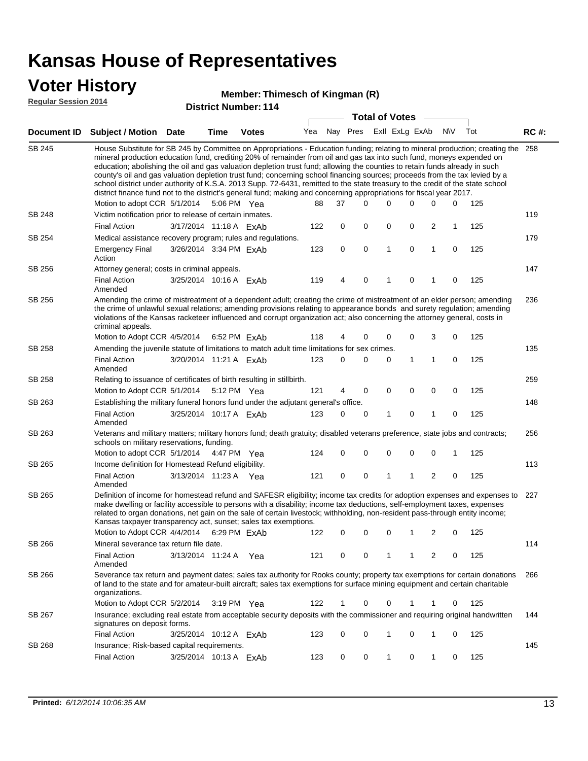# Kansas House of Representatives

## Voter History

**Regular Session 2014**

**Member: Thimesch of Kingman (R)**

**District Number: 114**

| Document ID | Subject / Motion | Date | Time | Votes | Yea | Nay | Pres | ExII | ExLg | ExAb | N\V | Tot | RC #: |
|---|---|---|---|---|---|---|---|---|---|---|---|---|---|
| SB 245 | House Substitute for SB 245 by Committee on Appropriations - Education funding; relating to mineral production; creating the mineral production education fund, crediting 20% of remainder from oil and gas tax into such fund, moneys expended on education; abolishing the oil and gas valuation depletion trust fund; allowing the counties to retain funds already in such county's oil and gas valuation depletion trust fund; concerning school financing sources; proceeds from the tax levied by a school district under authority of K.S.A. 2013 Supp. 72-6431, remitted to the state treasury to the credit of the state school district finance fund not to the district's general fund; making and concerning appropriations for fiscal year 2017. | | | | | | | | | | | | 258 |
| | Motion to adopt CCR | 5/1/2014 | 5:06 PM | Yea | 88 | 37 | 0 | 0 | 0 | 0 | 0 | 125 | |
| SB 248 | Victim notification prior to release of certain inmates. | | | | | | | | | | | | 119 |
| | Final Action | 3/17/2014 | 11:18 A | ExAb | 122 | 0 | 0 | 0 | 0 | 2 | 1 | 125 | |
| SB 254 | Medical assistance recovery program; rules and regulations. | | | | | | | | | | | | 179 |
| | Emergency Final Action | 3/26/2014 | 3:34 PM | ExAb | 123 | 0 | 0 | 1 | 0 | 1 | 0 | 125 | |
| SB 256 | Attorney general; costs in criminal appeals. | | | | | | | | | | | | 147 |
| | Final Action Amended | 3/25/2014 | 10:16 A | ExAb | 119 | 4 | 0 | 1 | 0 | 1 | 0 | 125 | |
| SB 256 | Amending the crime of mistreatment of a dependent adult; creating the crime of mistreatment of an elder person; amending the crime of unlawful sexual relations; amending provisions relating to appearance bonds and surety regulation; amending violations of the Kansas racketeer influenced and corrupt organization act; also concerning the attorney general, costs in criminal appeals. | | | | | | | | | | | | 236 |
| | Motion to Adopt CCR | 4/5/2014 | 6:52 PM | ExAb | 118 | 4 | 0 | 0 | 0 | 3 | 0 | 125 | |
| SB 258 | Amending the juvenile statute of limitations to match adult time limitations for sex crimes. | | | | | | | | | | | | 135 |
| | Final Action Amended | 3/20/2014 | 11:21 A | ExAb | 123 | 0 | 0 | 0 | 1 | 1 | 0 | 125 | |
| SB 258 | Relating to issuance of certificates of birth resulting in stillbirth. | | | | | | | | | | | | 259 |
| | Motion to Adopt CCR | 5/1/2014 | 5:12 PM | Yea | 121 | 4 | 0 | 0 | 0 | 0 | 0 | 125 | |
| SB 263 | Establishing the military funeral honors fund under the adjutant general's office. | | | | | | | | | | | | 148 |
| | Final Action Amended | 3/25/2014 | 10:17 A | ExAb | 123 | 0 | 0 | 1 | 0 | 1 | 0 | 125 | |
| SB 263 | Veterans and military matters; military honors fund; death gratuity; disabled veterans preference, state jobs and contracts; schools on military reservations, funding. | | | | | | | | | | | | 256 |
| | Motion to adopt CCR | 5/1/2014 | 4:47 PM | Yea | 124 | 0 | 0 | 0 | 0 | 0 | 1 | 125 | |
| SB 265 | Income definition for Homestead Refund eligibility. | | | | | | | | | | | | 113 |
| | Final Action Amended | 3/13/2014 | 11:23 A | Yea | 121 | 0 | 0 | 1 | 1 | 2 | 0 | 125 | |
| SB 265 | Definition of income for homestead refund and SAFESR eligibility; income tax credits for adoption expenses and expenses to make dwelling or facility accessible to persons with a disability; income tax deductions, self-employment taxes, expenses related to organ donations, net gain on the sale of certain livestock; withholding, non-resident pass-through entity income; Kansas taxpayer transparency act, sunset; sales tax exemptions. | | | | | | | | | | | | 227 |
| | Motion to Adopt CCR | 4/4/2014 | 6:29 PM | ExAb | 122 | 0 | 0 | 0 | 1 | 2 | 0 | 125 | |
| SB 266 | Mineral severance tax return file date. | | | | | | | | | | | | 114 |
| | Final Action Amended | 3/13/2014 | 11:24 A | Yea | 121 | 0 | 0 | 1 | 1 | 2 | 0 | 125 | |
| SB 266 | Severance tax return and payment dates; sales tax authority for Rooks county; property tax exemptions for certain donations of land to the state and for amateur-built aircraft; sales tax exemptions for surface mining equipment and certain charitable organizations. | | | | | | | | | | | | 266 |
| | Motion to Adopt CCR | 5/2/2014 | 3:19 PM | Yea | 122 | 1 | 0 | 0 | 1 | 1 | 0 | 125 | |
| SB 267 | Insurance; excluding real estate from acceptable security deposits with the commissioner and requiring original handwritten signatures on deposit forms. | | | | | | | | | | | | 144 |
| | Final Action | 3/25/2014 | 10:12 A | ExAb | 123 | 0 | 0 | 1 | 0 | 1 | 0 | 125 | |
| SB 268 | Insurance; Risk-based capital requirements. | | | | | | | | | | | | 145 |
| | Final Action | 3/25/2014 | 10:13 A | ExAb | 123 | 0 | 0 | 1 | 0 | 1 | 0 | 125 | |

**Printed:** *6/12/2014 10:06:35 AM*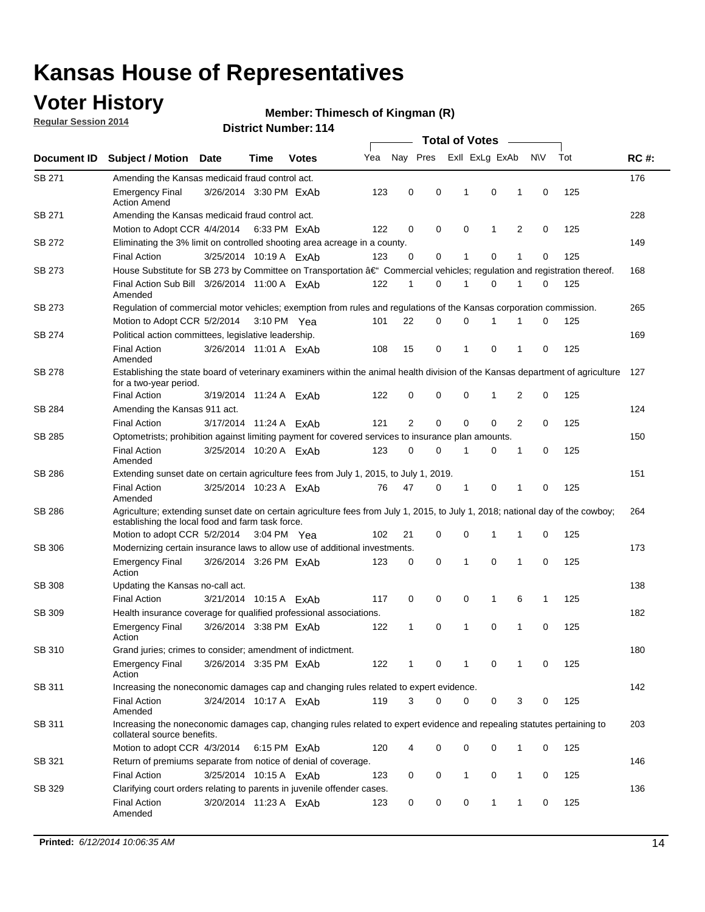# Kansas House of Representatives

## Voter History

**Regular Session 2014**

**Member: Thimesch of Kingman (R)**

**District Number: 114**

| Document ID | Subject / Motion | Date | Time | Votes | Yea | Nay | Pres | ExII | ExLg | ExAb | N\V | Tot | RC #: |
|---|---|---|---|---|---|---|---|---|---|---|---|---|---|
| SB 271 | Amending the Kansas medicaid fraud control act. | | | | | | | | | | | | 176 |
| | Emergency Final Action Amend | 3/26/2014 | 3:30 PM | ExAb | 123 | 0 | 0 | 1 | 0 | 1 | 0 | 125 | |
| SB 271 | Amending the Kansas medicaid fraud control act. | | | | | | | | | | | | 228 |
| | Motion to Adopt CCR | 4/4/2014 | 6:33 PM | ExAb | 122 | 0 | 0 | 0 | 1 | 2 | 0 | 125 | |
| SB 272 | Eliminating the 3% limit on controlled shooting area acreage in a county. | | | | | | | | | | | | 149 |
| | Final Action | 3/25/2014 | 10:19 A | ExAb | 123 | 0 | 0 | 1 | 0 | 1 | 0 | 125 | |
| SB 273 | House Substitute for SB 273 by Committee on Transportation â€“ Commercial vehicles; regulation and registration thereof. | | | | | | | | | | | | 168 |
| | Final Action Sub Bill Amended | 3/26/2014 | 11:00 A | ExAb | 122 | 1 | 0 | 1 | 0 | 1 | 0 | 125 | |
| SB 273 | Regulation of commercial motor vehicles; exemption from rules and regulations of the Kansas corporation commission. | | | | | | | | | | | | 265 |
| | Motion to Adopt CCR | 5/2/2014 | 3:10 PM | Yea | 101 | 22 | 0 | 0 | 1 | 1 | 0 | 125 | |
| SB 274 | Political action committees, legislative leadership. | | | | | | | | | | | | 169 |
| | Final Action Amended | 3/26/2014 | 11:01 A | ExAb | 108 | 15 | 0 | 1 | 0 | 1 | 0 | 125 | |
| SB 278 | Establishing the state board of veterinary examiners within the animal health division of the Kansas department of agriculture for a two-year period. | | | | | | | | | | | | 127 |
| | Final Action | 3/19/2014 | 11:24 A | ExAb | 122 | 0 | 0 | 0 | 1 | 2 | 0 | 125 | |
| SB 284 | Amending the Kansas 911 act. | | | | | | | | | | | | 124 |
| | Final Action | 3/17/2014 | 11:24 A | ExAb | 121 | 2 | 0 | 0 | 0 | 2 | 0 | 125 | |
| SB 285 | Optometrists; prohibition against limiting payment for covered services to insurance plan amounts. | | | | | | | | | | | | 150 |
| | Final Action Amended | 3/25/2014 | 10:20 A | ExAb | 123 | 0 | 0 | 1 | 0 | 1 | 0 | 125 | |
| SB 286 | Extending sunset date on certain agriculture fees from July 1, 2015, to July 1, 2019. | | | | | | | | | | | | 151 |
| | Final Action Amended | 3/25/2014 | 10:23 A | ExAb | 76 | 47 | 0 | 1 | 0 | 1 | 0 | 125 | |
| SB 286 | Agriculture; extending sunset date on certain agriculture fees from July 1, 2015, to July 1, 2018; national day of the cowboy; establishing the local food and farm task force. | | | | | | | | | | | | 264 |
| | Motion to adopt CCR | 5/2/2014 | 3:04 PM | Yea | 102 | 21 | 0 | 0 | 1 | 1 | 0 | 125 | |
| SB 306 | Modernizing certain insurance laws to allow use of additional investments. | | | | | | | | | | | | 173 |
| | Emergency Final Action | 3/26/2014 | 3:26 PM | ExAb | 123 | 0 | 0 | 1 | 0 | 1 | 0 | 125 | |
| SB 308 | Updating the Kansas no-call act. | | | | | | | | | | | | 138 |
| | Final Action | 3/21/2014 | 10:15 A | ExAb | 117 | 0 | 0 | 0 | 1 | 6 | 1 | 125 | |
| SB 309 | Health insurance coverage for qualified professional associations. | | | | | | | | | | | | 182 |
| | Emergency Final Action | 3/26/2014 | 3:38 PM | ExAb | 122 | 1 | 0 | 1 | 0 | 1 | 0 | 125 | |
| SB 310 | Grand juries; crimes to consider; amendment of indictment. | | | | | | | | | | | | 180 |
| | Emergency Final Action | 3/26/2014 | 3:35 PM | ExAb | 122 | 1 | 0 | 1 | 0 | 1 | 0 | 125 | |
| SB 311 | Increasing the noneconomic damages cap and changing rules related to expert evidence. | | | | | | | | | | | | 142 |
| | Final Action Amended | 3/24/2014 | 10:17 A | ExAb | 119 | 3 | 0 | 0 | 0 | 3 | 0 | 125 | |
| SB 311 | Increasing the noneconomic damages cap, changing rules related to expert evidence and repealing statutes pertaining to collateral source benefits. | | | | | | | | | | | | 203 |
| | Motion to adopt CCR | 4/3/2014 | 6:15 PM | ExAb | 120 | 4 | 0 | 0 | 0 | 1 | 0 | 125 | |
| SB 321 | Return of premiums separate from notice of denial of coverage. | | | | | | | | | | | | 146 |
| | Final Action | 3/25/2014 | 10:15 A | ExAb | 123 | 0 | 0 | 1 | 0 | 1 | 0 | 125 | |
| SB 329 | Clarifying court orders relating to parents in juvenile offender cases. | | | | | | | | | | | | 136 |
| | Final Action Amended | 3/20/2014 | 11:23 A | ExAb | 123 | 0 | 0 | 0 | 1 | 1 | 0 | 125 | |

**Printed:** *6/12/2014 10:06:35 AM*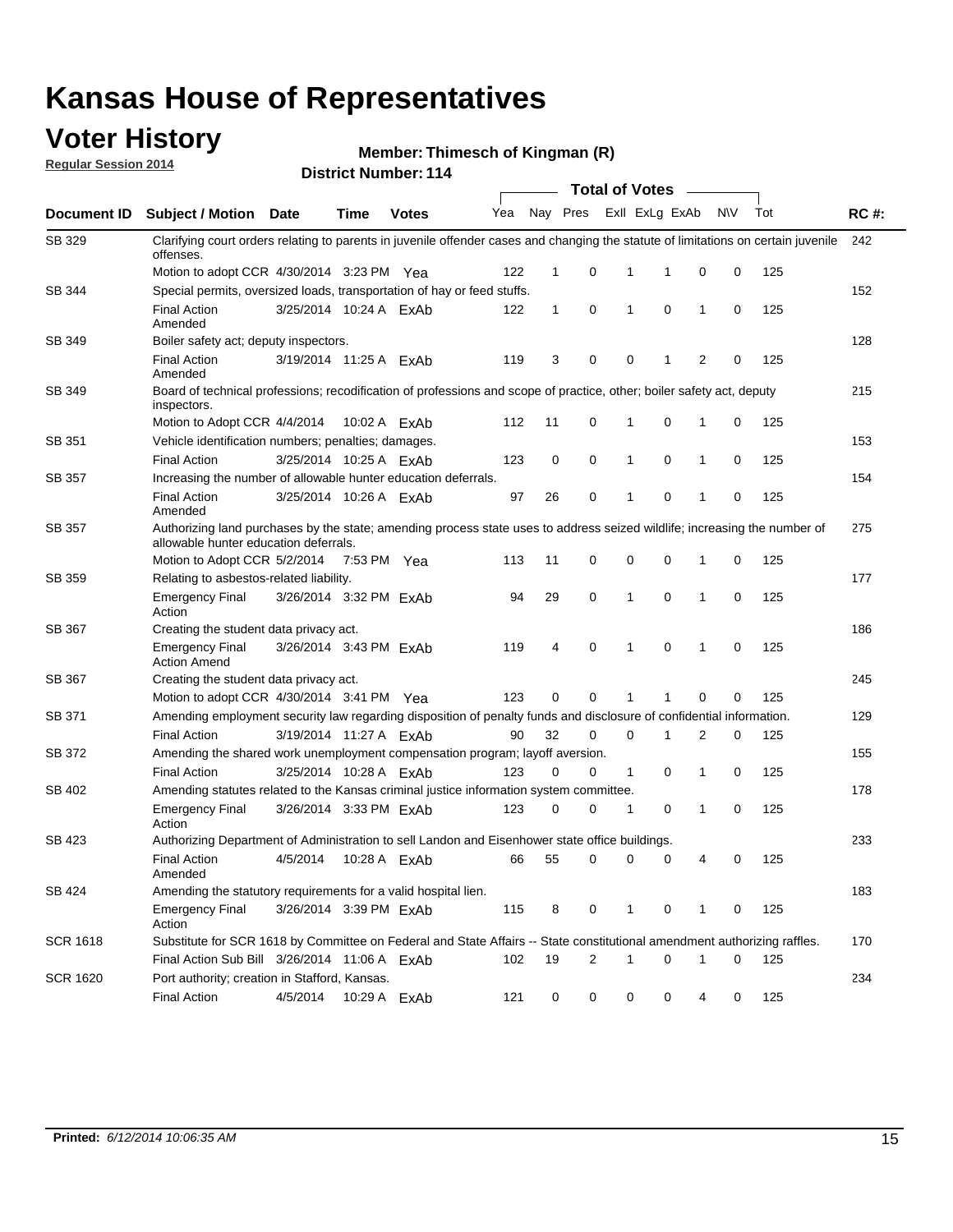# Kansas House of Representatives

## Voter History

**Regular Session 2014**

**Member: Thimesch of Kingman (R)**

**District Number: 114**

| Document ID | Subject / Motion | Date | Time | Votes | Yea | Nay | Pres | ExII | ExLg | ExAb | N\V | Tot | RC #: |
|---|---|---|---|---|---|---|---|---|---|---|---|---|---|
| SB 329 | Clarifying court orders relating to parents in juvenile offender cases and changing the statute of limitations on certain juvenile offenses. | | | | | | | | | | | | 242 |
| | Motion to adopt CCR | 4/30/2014 | 3:23 PM | Yea | 122 | 1 | 0 | 1 | 1 | 0 | 0 | 125 | |
| SB 344 | Special permits, oversized loads, transportation of hay or feed stuffs. | | | | | | | | | | | | 152 |
| | Final Action Amended | 3/25/2014 | 10:24 A | ExAb | 122 | 1 | 0 | 1 | 0 | 1 | 0 | 125 | |
| SB 349 | Boiler safety act; deputy inspectors. | | | | | | | | | | | | 128 |
| | Final Action Amended | 3/19/2014 | 11:25 A | ExAb | 119 | 3 | 0 | 0 | 1 | 2 | 0 | 125 | |
| SB 349 | Board of technical professions; recodification of professions and scope of practice, other; boiler safety act, deputy inspectors. | | | | | | | | | | | | 215 |
| | Motion to Adopt CCR | 4/4/2014 | 10:02 A | ExAb | 112 | 11 | 0 | 1 | 0 | 1 | 0 | 125 | |
| SB 351 | Vehicle identification numbers; penalties; damages. | | | | | | | | | | | | 153 |
| | Final Action | 3/25/2014 | 10:25 A | ExAb | 123 | 0 | 0 | 1 | 0 | 1 | 0 | 125 | |
| SB 357 | Increasing the number of allowable hunter education deferrals. | | | | | | | | | | | | 154 |
| | Final Action Amended | 3/25/2014 | 10:26 A | ExAb | 97 | 26 | 0 | 1 | 0 | 1 | 0 | 125 | |
| SB 357 | Authorizing land purchases by the state; amending process state uses to address seized wildlife; increasing the number of allowable hunter education deferrals. | | | | | | | | | | | | 275 |
| | Motion to Adopt CCR | 5/2/2014 | 7:53 PM | Yea | 113 | 11 | 0 | 0 | 0 | 1 | 0 | 125 | |
| SB 359 | Relating to asbestos-related liability. | | | | | | | | | | | | 177 |
| | Emergency Final Action | 3/26/2014 | 3:32 PM | ExAb | 94 | 29 | 0 | 1 | 0 | 1 | 0 | 125 | |
| SB 367 | Creating the student data privacy act. | | | | | | | | | | | | 186 |
| | Emergency Final Action Amend | 3/26/2014 | 3:43 PM | ExAb | 119 | 4 | 0 | 1 | 0 | 1 | 0 | 125 | |
| SB 367 | Creating the student data privacy act. | | | | | | | | | | | | 245 |
| | Motion to adopt CCR | 4/30/2014 | 3:41 PM | Yea | 123 | 0 | 0 | 1 | 1 | 0 | 0 | 125 | |
| SB 371 | Amending employment security law regarding disposition of penalty funds and disclosure of confidential information. | | | | | | | | | | | | 129 |
| | Final Action | 3/19/2014 | 11:27 A | ExAb | 90 | 32 | 0 | 0 | 1 | 2 | 0 | 125 | |
| SB 372 | Amending the shared work unemployment compensation program; layoff aversion. | | | | | | | | | | | | 155 |
| | Final Action | 3/25/2014 | 10:28 A | ExAb | 123 | 0 | 0 | 1 | 0 | 1 | 0 | 125 | |
| SB 402 | Amending statutes related to the Kansas criminal justice information system committee. | | | | | | | | | | | | 178 |
| | Emergency Final Action | 3/26/2014 | 3:33 PM | ExAb | 123 | 0 | 0 | 1 | 0 | 1 | 0 | 125 | |
| SB 423 | Authorizing Department of Administration to sell Landon and Eisenhower state office buildings. | | | | | | | | | | | | 233 |
| | Final Action Amended | 4/5/2014 | 10:28 A | ExAb | 66 | 55 | 0 | 0 | 0 | 4 | 0 | 125 | |
| SB 424 | Amending the statutory requirements for a valid hospital lien. | | | | | | | | | | | | 183 |
| | Emergency Final Action | 3/26/2014 | 3:39 PM | ExAb | 115 | 8 | 0 | 1 | 0 | 1 | 0 | 125 | |
| SCR 1618 | Substitute for SCR 1618 by Committee on Federal and State Affairs -- State constitutional amendment authorizing raffles. | | | | | | | | | | | | 170 |
| | Final Action Sub Bill | 3/26/2014 | 11:06 A | ExAb | 102 | 19 | 2 | 1 | 0 | 1 | 0 | 125 | |
| SCR 1620 | Port authority; creation in Stafford, Kansas. | | | | | | | | | | | | 234 |
| | Final Action | 4/5/2014 | 10:29 A | ExAb | 121 | 0 | 0 | 0 | 0 | 4 | 0 | 125 | |

**Printed:** *6/12/2014 10:06:35 AM*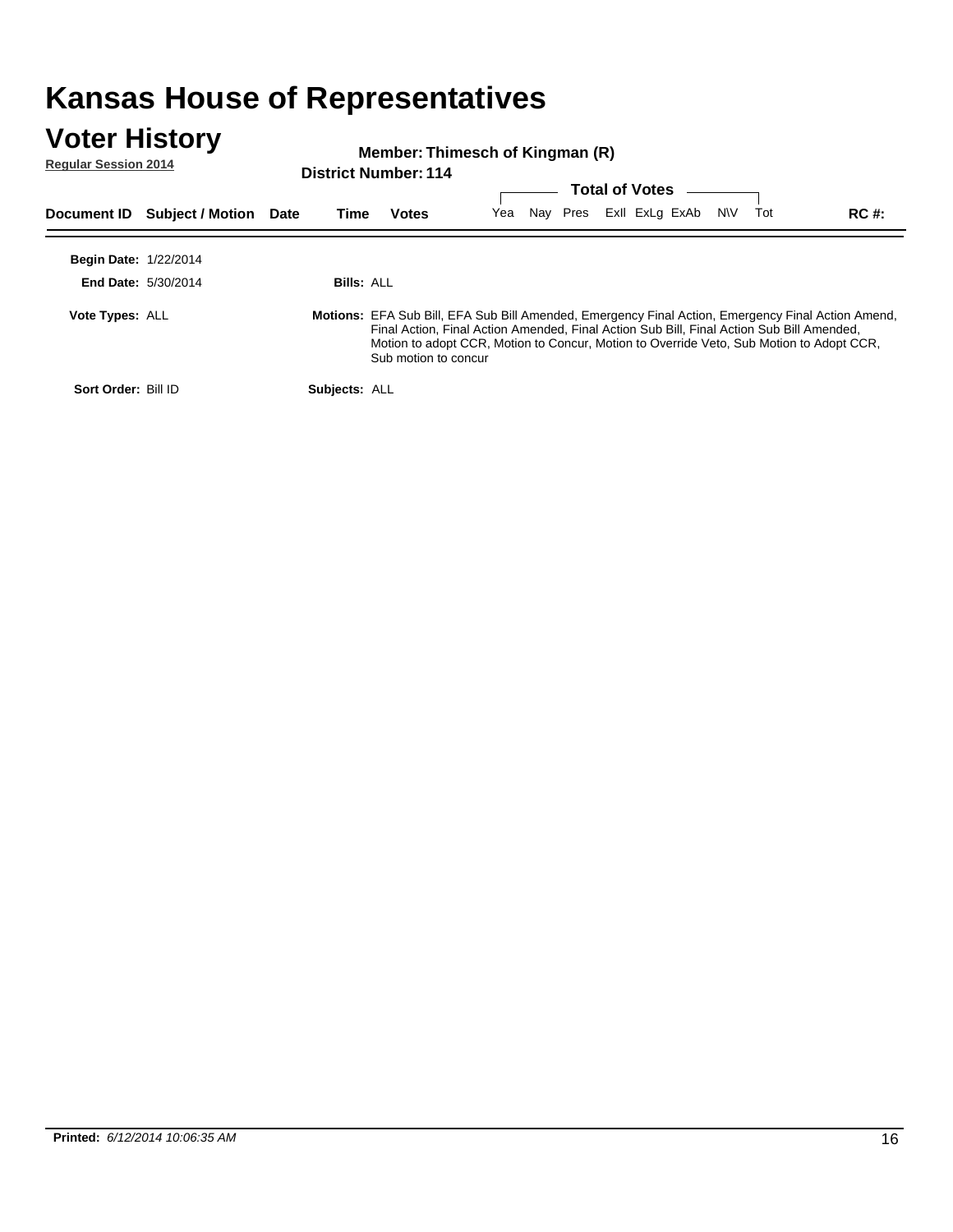# Kansas House of Representatives

## Voter History

**Regular Session 2014**

**Member: Thimesch of Kingman (R)**

**District Number: 114**

| Document ID | Subject / Motion | Date | Time | Votes | Total of Votes: Yea | Nay | Pres | ExII | ExLg | ExAb | N\V | Tot | RC #: |
|---|---|---|---|---|---|---|---|---|---|---|---|---|---|

**Begin Date:** 1/22/2014

**End Date:** 5/30/2014

**Bills:** ALL

**Vote Types:** ALL

**Motions:** EFA Sub Bill, EFA Sub Bill Amended, Emergency Final Action, Emergency Final Action Amend, Final Action, Final Action Amended, Final Action Sub Bill, Final Action Sub Bill Amended, Motion to adopt CCR, Motion to Concur, Motion to Override Veto, Sub Motion to Adopt CCR, Sub motion to concur

**Sort Order:** Bill ID

**Subjects:** ALL

**Printed:** *6/12/2014 10:06:35 AM*